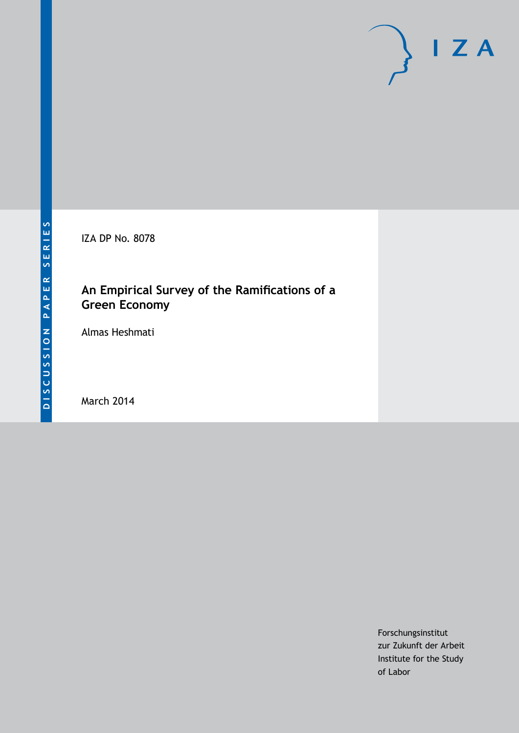DISCUSSION PAPER SERIES

IZA DP No. 8078

# An Empirical Survey of the Ramifications of a Green Economy

Almas Heshmati

March 2014

Forschungsinstitut
zur Zukunft der Arbeit
Institute for the Study
of Labor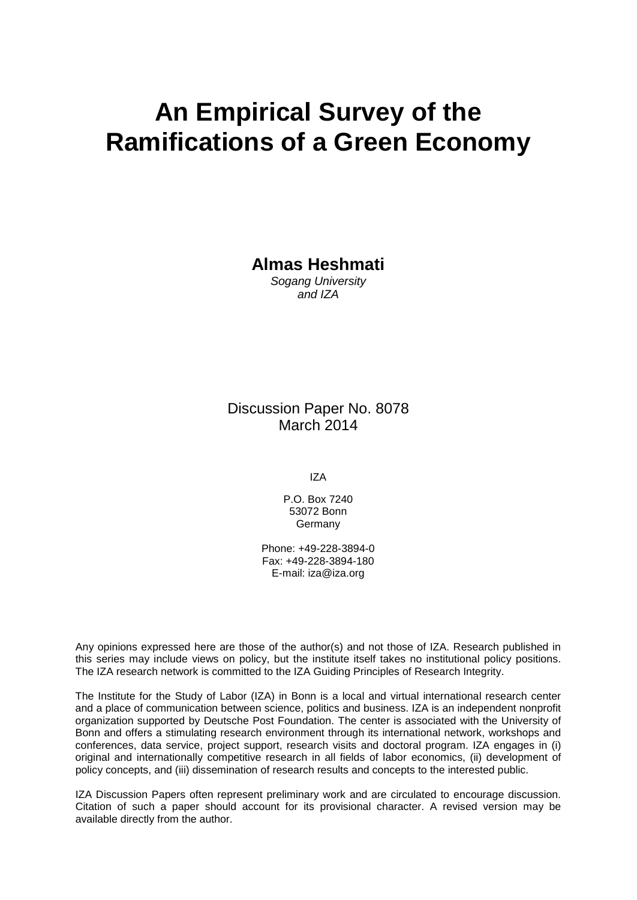# An Empirical Survey of the Ramifications of a Green Economy

**Almas Heshmati**
*Sogang University and IZA*

Discussion Paper No. 8078
March 2014

IZA

P.O. Box 7240
53072 Bonn
Germany

Phone: +49-228-3894-0
Fax: +49-228-3894-180
E-mail: iza@iza.org

Any opinions expressed here are those of the author(s) and not those of IZA. Research published in this series may include views on policy, but the institute itself takes no institutional policy positions. The IZA research network is committed to the IZA Guiding Principles of Research Integrity.

The Institute for the Study of Labor (IZA) in Bonn is a local and virtual international research center and a place of communication between science, politics and business. IZA is an independent nonprofit organization supported by Deutsche Post Foundation. The center is associated with the University of Bonn and offers a stimulating research environment through its international network, workshops and conferences, data service, project support, research visits and doctoral program. IZA engages in (i) original and internationally competitive research in all fields of labor economics, (ii) development of policy concepts, and (iii) dissemination of research results and concepts to the interested public.

IZA Discussion Papers often represent preliminary work and are circulated to encourage discussion. Citation of such a paper should account for its provisional character. A revised version may be available directly from the author.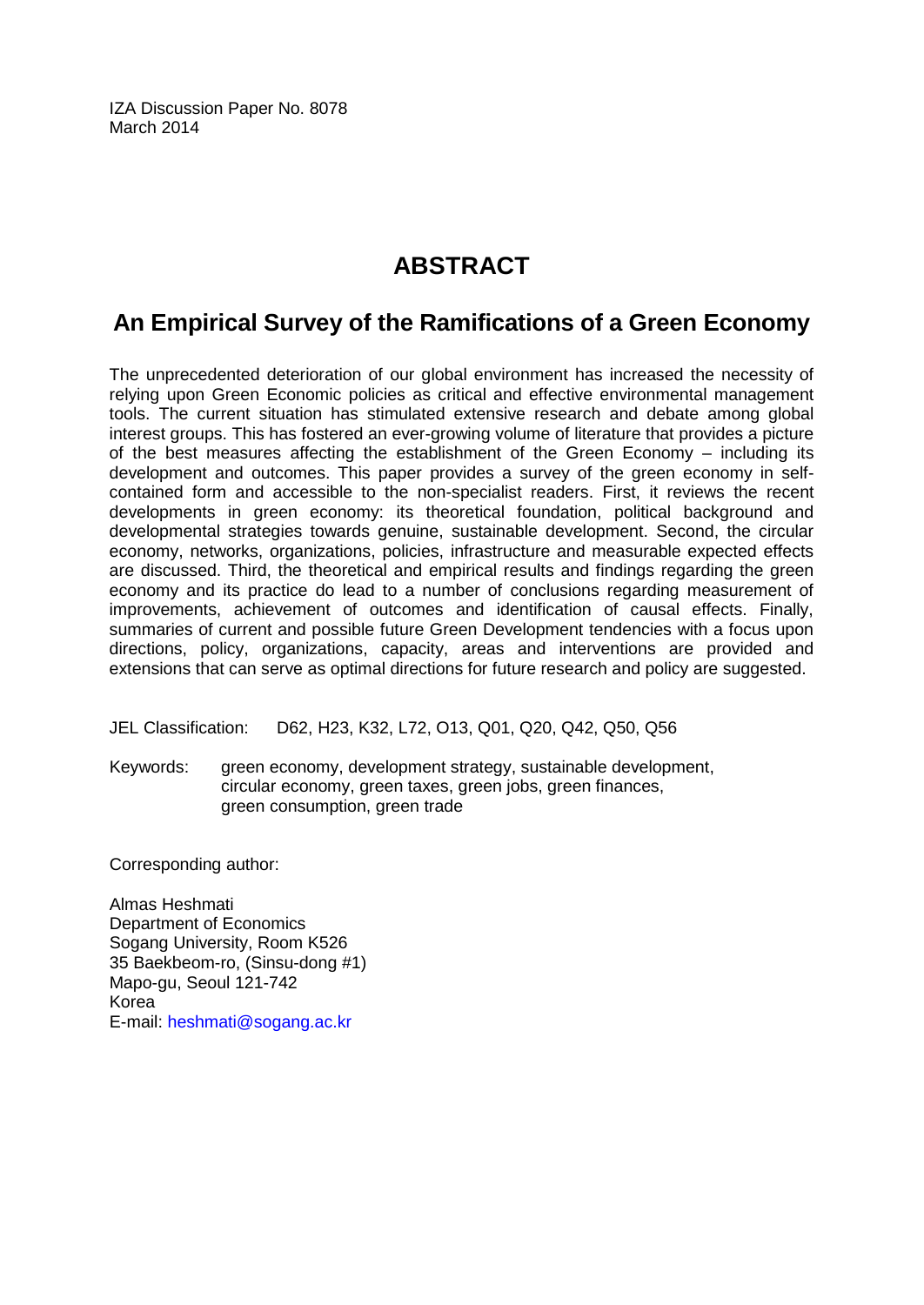IZA Discussion Paper No. 8078
March 2014

# ABSTRACT

## An Empirical Survey of the Ramifications of a Green Economy

The unprecedented deterioration of our global environment has increased the necessity of relying upon Green Economic policies as critical and effective environmental management tools. The current situation has stimulated extensive research and debate among global interest groups. This has fostered an ever-growing volume of literature that provides a picture of the best measures affecting the establishment of the Green Economy – including its development and outcomes. This paper provides a survey of the green economy in self-contained form and accessible to the non-specialist readers. First, it reviews the recent developments in green economy: its theoretical foundation, political background and developmental strategies towards genuine, sustainable development. Second, the circular economy, networks, organizations, policies, infrastructure and measurable expected effects are discussed. Third, the theoretical and empirical results and findings regarding the green economy and its practice do lead to a number of conclusions regarding measurement of improvements, achievement of outcomes and identification of causal effects. Finally, summaries of current and possible future Green Development tendencies with a focus upon directions, policy, organizations, capacity, areas and interventions are provided and extensions that can serve as optimal directions for future research and policy are suggested.

JEL Classification: D62, H23, K32, L72, O13, Q01, Q20, Q42, Q50, Q56

Keywords: green economy, development strategy, sustainable development, circular economy, green taxes, green jobs, green finances, green consumption, green trade

Corresponding author:

Almas Heshmati
Department of Economics
Sogang University, Room K526
35 Baekbeom-ro, (Sinsu-dong #1)
Mapo-gu, Seoul 121-742
Korea
E-mail: heshmati@sogang.ac.kr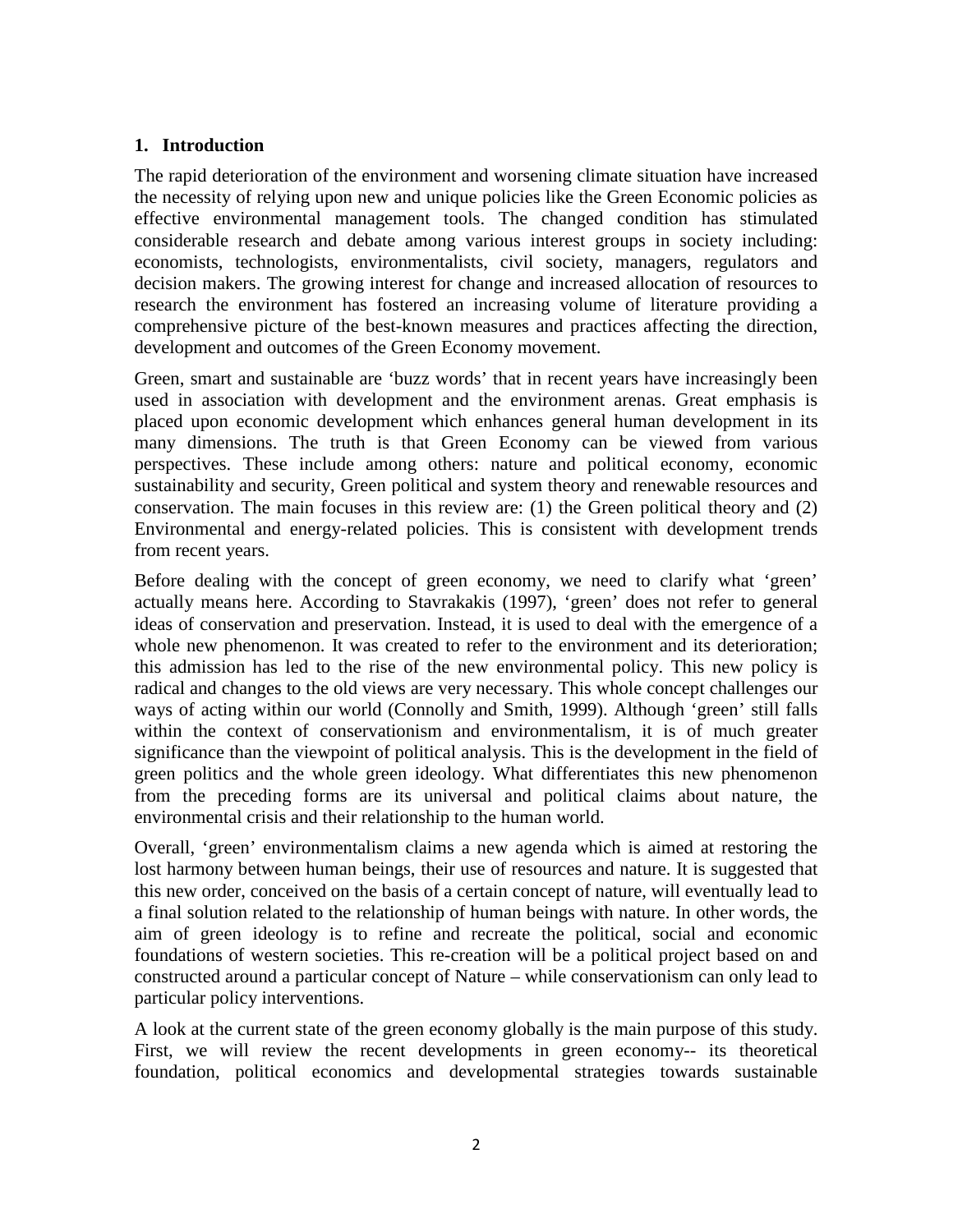## 1. Introduction

The rapid deterioration of the environment and worsening climate situation have increased the necessity of relying upon new and unique policies like the Green Economic policies as effective environmental management tools. The changed condition has stimulated considerable research and debate among various interest groups in society including: economists, technologists, environmentalists, civil society, managers, regulators and decision makers. The growing interest for change and increased allocation of resources to research the environment has fostered an increasing volume of literature providing a comprehensive picture of the best-known measures and practices affecting the direction, development and outcomes of the Green Economy movement.

Green, smart and sustainable are 'buzz words' that in recent years have increasingly been used in association with development and the environment arenas. Great emphasis is placed upon economic development which enhances general human development in its many dimensions. The truth is that Green Economy can be viewed from various perspectives. These include among others: nature and political economy, economic sustainability and security, Green political and system theory and renewable resources and conservation. The main focuses in this review are: (1) the Green political theory and (2) Environmental and energy-related policies. This is consistent with development trends from recent years.

Before dealing with the concept of green economy, we need to clarify what 'green' actually means here. According to Stavrakakis (1997), 'green' does not refer to general ideas of conservation and preservation. Instead, it is used to deal with the emergence of a whole new phenomenon. It was created to refer to the environment and its deterioration; this admission has led to the rise of the new environmental policy. This new policy is radical and changes to the old views are very necessary. This whole concept challenges our ways of acting within our world (Connolly and Smith, 1999). Although 'green' still falls within the context of conservationism and environmentalism, it is of much greater significance than the viewpoint of political analysis. This is the development in the field of green politics and the whole green ideology. What differentiates this new phenomenon from the preceding forms are its universal and political claims about nature, the environmental crisis and their relationship to the human world.

Overall, 'green' environmentalism claims a new agenda which is aimed at restoring the lost harmony between human beings, their use of resources and nature. It is suggested that this new order, conceived on the basis of a certain concept of nature, will eventually lead to a final solution related to the relationship of human beings with nature. In other words, the aim of green ideology is to refine and recreate the political, social and economic foundations of western societies. This re-creation will be a political project based on and constructed around a particular concept of Nature – while conservationism can only lead to particular policy interventions.

A look at the current state of the green economy globally is the main purpose of this study. First, we will review the recent developments in green economy-- its theoretical foundation, political economics and developmental strategies towards sustainable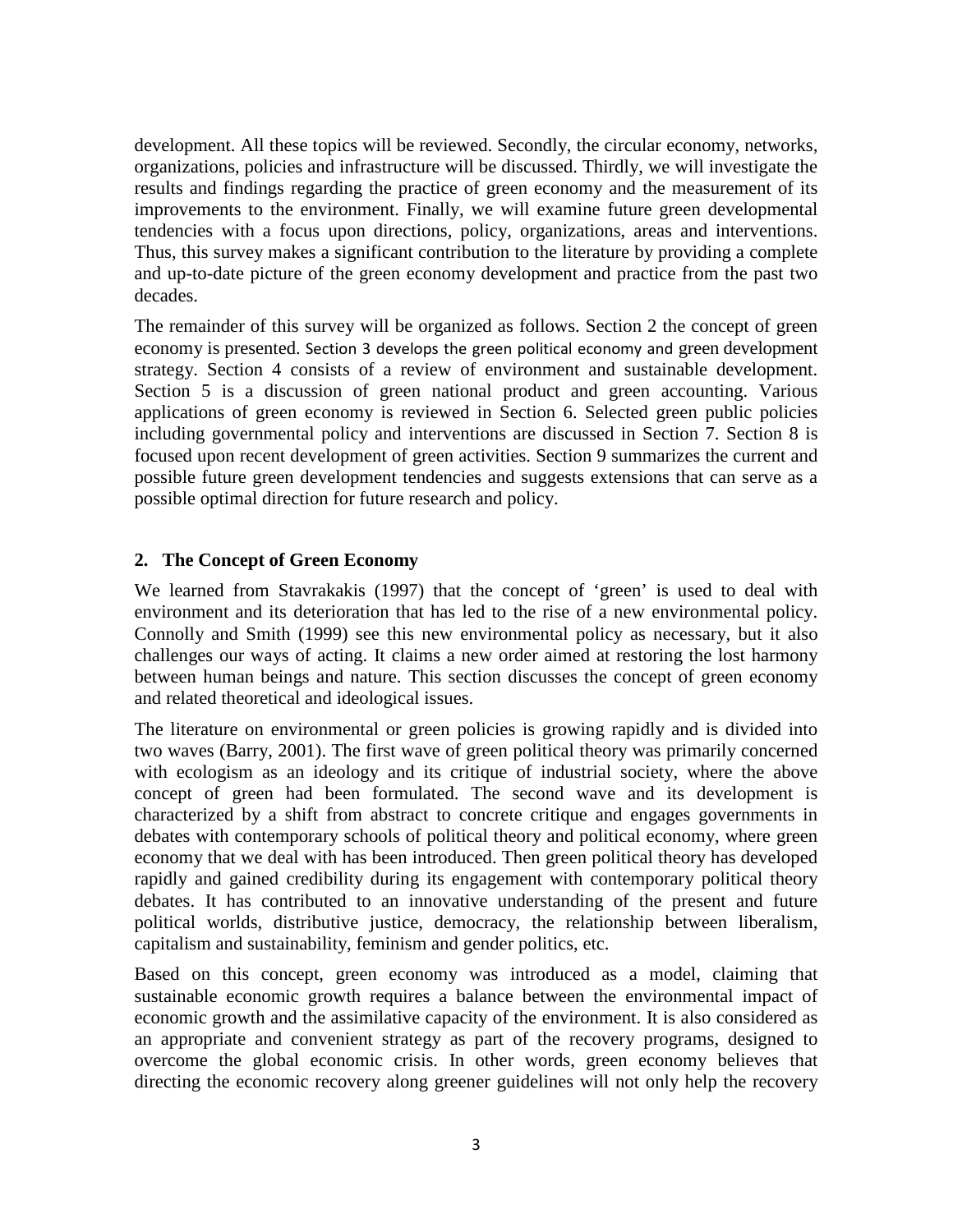development. All these topics will be reviewed. Secondly, the circular economy, networks, organizations, policies and infrastructure will be discussed. Thirdly, we will investigate the results and findings regarding the practice of green economy and the measurement of its improvements to the environment. Finally, we will examine future green developmental tendencies with a focus upon directions, policy, organizations, areas and interventions. Thus, this survey makes a significant contribution to the literature by providing a complete and up-to-date picture of the green economy development and practice from the past two decades.

The remainder of this survey will be organized as follows. Section 2 the concept of green economy is presented. Section 3 develops the green political economy and green development strategy. Section 4 consists of a review of environment and sustainable development. Section 5 is a discussion of green national product and green accounting. Various applications of green economy is reviewed in Section 6. Selected green public policies including governmental policy and interventions are discussed in Section 7. Section 8 is focused upon recent development of green activities. Section 9 summarizes the current and possible future green development tendencies and suggests extensions that can serve as a possible optimal direction for future research and policy.

## 2. The Concept of Green Economy

We learned from Stavrakakis (1997) that the concept of 'green' is used to deal with environment and its deterioration that has led to the rise of a new environmental policy. Connolly and Smith (1999) see this new environmental policy as necessary, but it also challenges our ways of acting. It claims a new order aimed at restoring the lost harmony between human beings and nature. This section discusses the concept of green economy and related theoretical and ideological issues.

The literature on environmental or green policies is growing rapidly and is divided into two waves (Barry, 2001). The first wave of green political theory was primarily concerned with ecologism as an ideology and its critique of industrial society, where the above concept of green had been formulated. The second wave and its development is characterized by a shift from abstract to concrete critique and engages governments in debates with contemporary schools of political theory and political economy, where green economy that we deal with has been introduced. Then green political theory has developed rapidly and gained credibility during its engagement with contemporary political theory debates. It has contributed to an innovative understanding of the present and future political worlds, distributive justice, democracy, the relationship between liberalism, capitalism and sustainability, feminism and gender politics, etc.

Based on this concept, green economy was introduced as a model, claiming that sustainable economic growth requires a balance between the environmental impact of economic growth and the assimilative capacity of the environment. It is also considered as an appropriate and convenient strategy as part of the recovery programs, designed to overcome the global economic crisis. In other words, green economy believes that directing the economic recovery along greener guidelines will not only help the recovery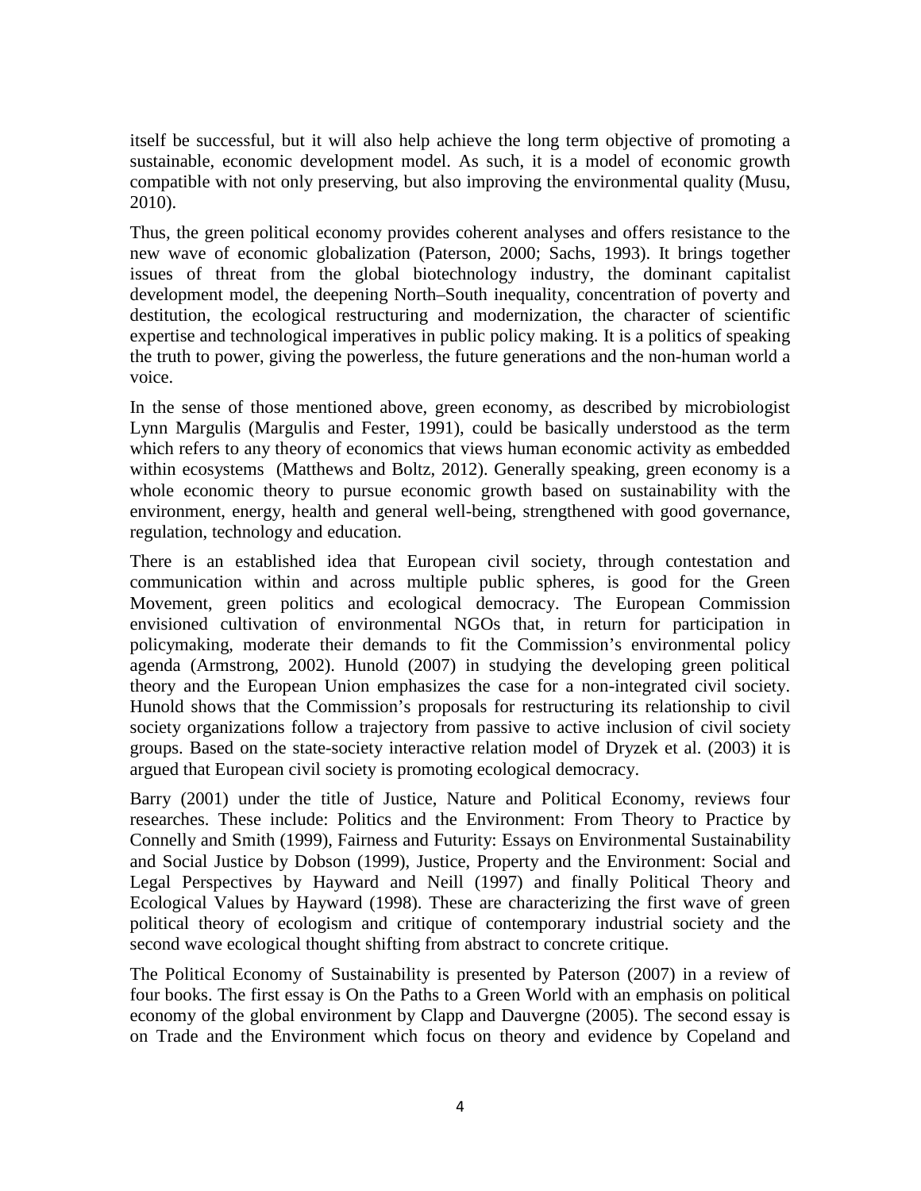itself be successful, but it will also help achieve the long term objective of promoting a sustainable, economic development model. As such, it is a model of economic growth compatible with not only preserving, but also improving the environmental quality (Musu, 2010).

Thus, the green political economy provides coherent analyses and offers resistance to the new wave of economic globalization (Paterson, 2000; Sachs, 1993). It brings together issues of threat from the global biotechnology industry, the dominant capitalist development model, the deepening North–South inequality, concentration of poverty and destitution, the ecological restructuring and modernization, the character of scientific expertise and technological imperatives in public policy making. It is a politics of speaking the truth to power, giving the powerless, the future generations and the non-human world a voice.

In the sense of those mentioned above, green economy, as described by microbiologist Lynn Margulis (Margulis and Fester, 1991), could be basically understood as the term which refers to any theory of economics that views human economic activity as embedded within ecosystems (Matthews and Boltz, 2012). Generally speaking, green economy is a whole economic theory to pursue economic growth based on sustainability with the environment, energy, health and general well-being, strengthened with good governance, regulation, technology and education.

There is an established idea that European civil society, through contestation and communication within and across multiple public spheres, is good for the Green Movement, green politics and ecological democracy. The European Commission envisioned cultivation of environmental NGOs that, in return for participation in policymaking, moderate their demands to fit the Commission's environmental policy agenda (Armstrong, 2002). Hunold (2007) in studying the developing green political theory and the European Union emphasizes the case for a non-integrated civil society. Hunold shows that the Commission's proposals for restructuring its relationship to civil society organizations follow a trajectory from passive to active inclusion of civil society groups. Based on the state-society interactive relation model of Dryzek et al. (2003) it is argued that European civil society is promoting ecological democracy.

Barry (2001) under the title of Justice, Nature and Political Economy, reviews four researches. These include: Politics and the Environment: From Theory to Practice by Connelly and Smith (1999), Fairness and Futurity: Essays on Environmental Sustainability and Social Justice by Dobson (1999), Justice, Property and the Environment: Social and Legal Perspectives by Hayward and Neill (1997) and finally Political Theory and Ecological Values by Hayward (1998). These are characterizing the first wave of green political theory of ecologism and critique of contemporary industrial society and the second wave ecological thought shifting from abstract to concrete critique.

The Political Economy of Sustainability is presented by Paterson (2007) in a review of four books. The first essay is On the Paths to a Green World with an emphasis on political economy of the global environment by Clapp and Dauvergne (2005). The second essay is on Trade and the Environment which focus on theory and evidence by Copeland and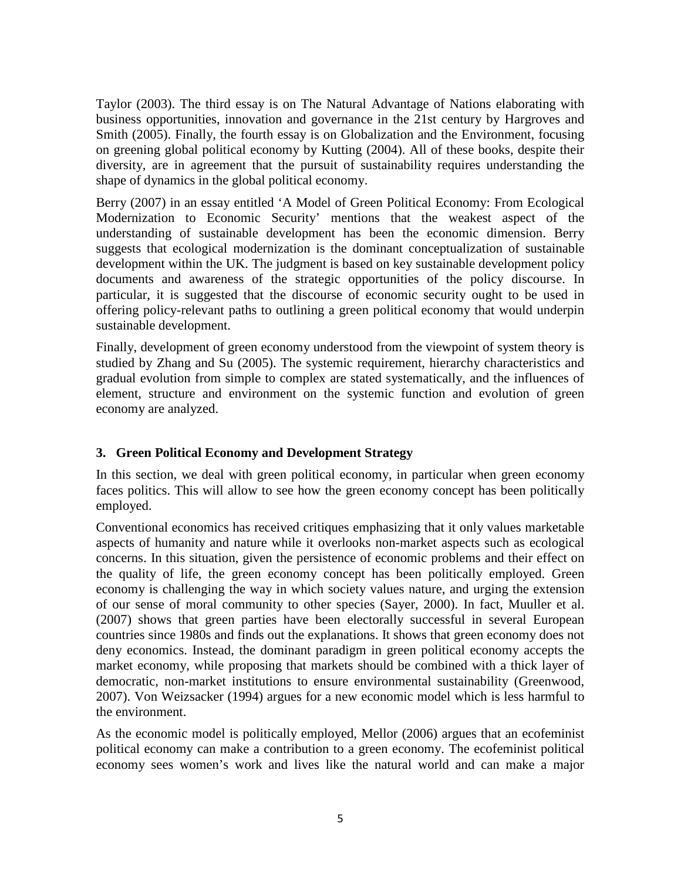Taylor (2003). The third essay is on The Natural Advantage of Nations elaborating with business opportunities, innovation and governance in the 21st century by Hargroves and Smith (2005). Finally, the fourth essay is on Globalization and the Environment, focusing on greening global political economy by Kutting (2004). All of these books, despite their diversity, are in agreement that the pursuit of sustainability requires understanding the shape of dynamics in the global political economy.

Berry (2007) in an essay entitled 'A Model of Green Political Economy: From Ecological Modernization to Economic Security' mentions that the weakest aspect of the understanding of sustainable development has been the economic dimension. Berry suggests that ecological modernization is the dominant conceptualization of sustainable development within the UK. The judgment is based on key sustainable development policy documents and awareness of the strategic opportunities of the policy discourse. In particular, it is suggested that the discourse of economic security ought to be used in offering policy-relevant paths to outlining a green political economy that would underpin sustainable development.

Finally, development of green economy understood from the viewpoint of system theory is studied by Zhang and Su (2005). The systemic requirement, hierarchy characteristics and gradual evolution from simple to complex are stated systematically, and the influences of element, structure and environment on the systemic function and evolution of green economy are analyzed.

## 3. Green Political Economy and Development Strategy

In this section, we deal with green political economy, in particular when green economy faces politics. This will allow to see how the green economy concept has been politically employed.

Conventional economics has received critiques emphasizing that it only values marketable aspects of humanity and nature while it overlooks non-market aspects such as ecological concerns. In this situation, given the persistence of economic problems and their effect on the quality of life, the green economy concept has been politically employed. Green economy is challenging the way in which society values nature, and urging the extension of our sense of moral community to other species (Sayer, 2000). In fact, Muuller et al. (2007) shows that green parties have been electorally successful in several European countries since 1980s and finds out the explanations. It shows that green economy does not deny economics. Instead, the dominant paradigm in green political economy accepts the market economy, while proposing that markets should be combined with a thick layer of democratic, non-market institutions to ensure environmental sustainability (Greenwood, 2007). Von Weizsacker (1994) argues for a new economic model which is less harmful to the environment.

As the economic model is politically employed, Mellor (2006) argues that an ecofeminist political economy can make a contribution to a green economy. The ecofeminist political economy sees women's work and lives like the natural world and can make a major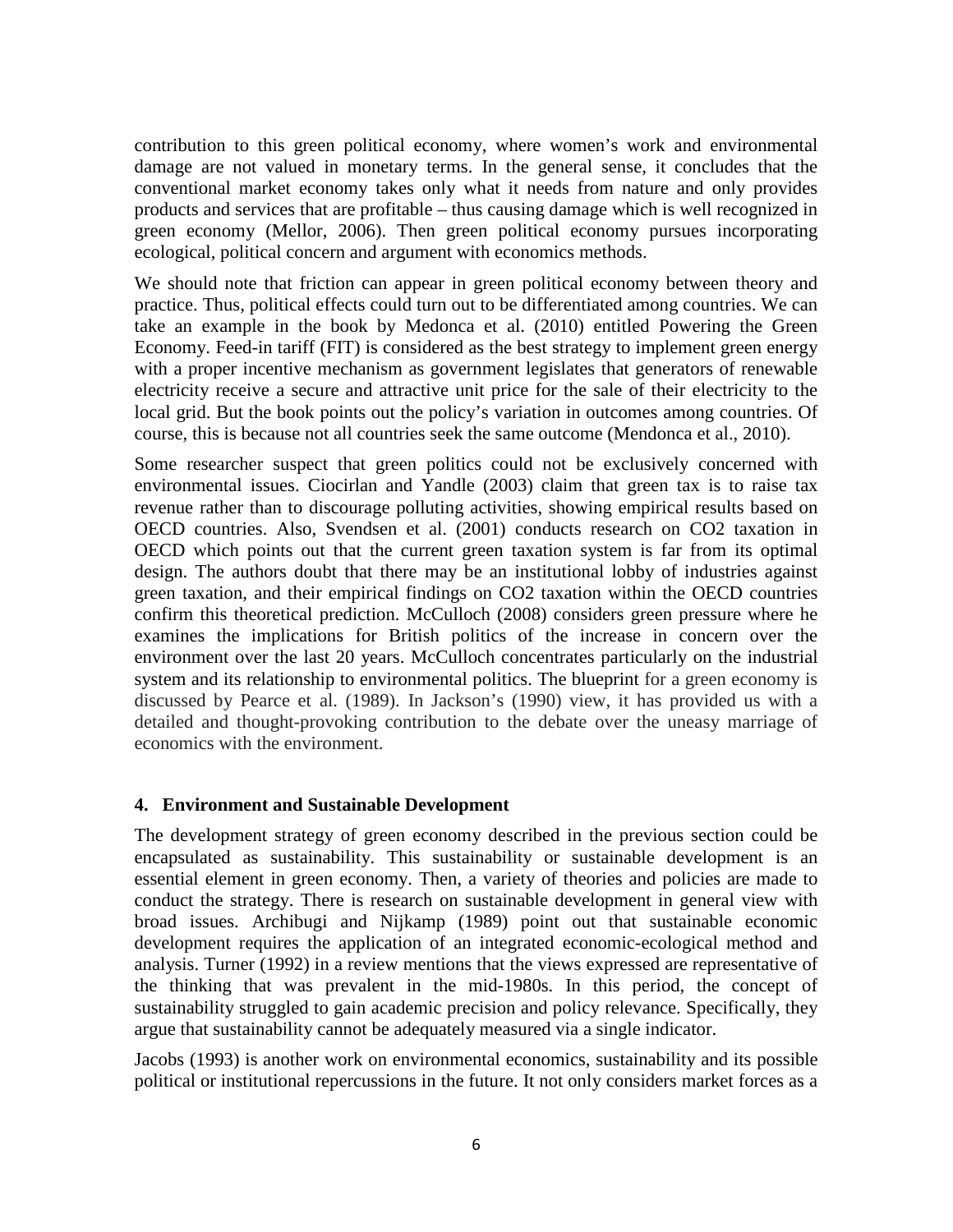contribution to this green political economy, where women's work and environmental damage are not valued in monetary terms. In the general sense, it concludes that the conventional market economy takes only what it needs from nature and only provides products and services that are profitable – thus causing damage which is well recognized in green economy (Mellor, 2006). Then green political economy pursues incorporating ecological, political concern and argument with economics methods.

We should note that friction can appear in green political economy between theory and practice. Thus, political effects could turn out to be differentiated among countries. We can take an example in the book by Medonca et al. (2010) entitled Powering the Green Economy. Feed-in tariff (FIT) is considered as the best strategy to implement green energy with a proper incentive mechanism as government legislates that generators of renewable electricity receive a secure and attractive unit price for the sale of their electricity to the local grid. But the book points out the policy's variation in outcomes among countries. Of course, this is because not all countries seek the same outcome (Mendonca et al., 2010).

Some researcher suspect that green politics could not be exclusively concerned with environmental issues. Ciocirlan and Yandle (2003) claim that green tax is to raise tax revenue rather than to discourage polluting activities, showing empirical results based on OECD countries. Also, Svendsen et al. (2001) conducts research on CO2 taxation in OECD which points out that the current green taxation system is far from its optimal design. The authors doubt that there may be an institutional lobby of industries against green taxation, and their empirical findings on CO2 taxation within the OECD countries confirm this theoretical prediction. McCulloch (2008) considers green pressure where he examines the implications for British politics of the increase in concern over the environment over the last 20 years. McCulloch concentrates particularly on the industrial system and its relationship to environmental politics. The blueprint for a green economy is discussed by Pearce et al. (1989). In Jackson's (1990) view, it has provided us with a detailed and thought-provoking contribution to the debate over the uneasy marriage of economics with the environment.

## 4. Environment and Sustainable Development

The development strategy of green economy described in the previous section could be encapsulated as sustainability. This sustainability or sustainable development is an essential element in green economy. Then, a variety of theories and policies are made to conduct the strategy. There is research on sustainable development in general view with broad issues. Archibugi and Nijkamp (1989) point out that sustainable economic development requires the application of an integrated economic-ecological method and analysis. Turner (1992) in a review mentions that the views expressed are representative of the thinking that was prevalent in the mid-1980s. In this period, the concept of sustainability struggled to gain academic precision and policy relevance. Specifically, they argue that sustainability cannot be adequately measured via a single indicator.

Jacobs (1993) is another work on environmental economics, sustainability and its possible political or institutional repercussions in the future. It not only considers market forces as a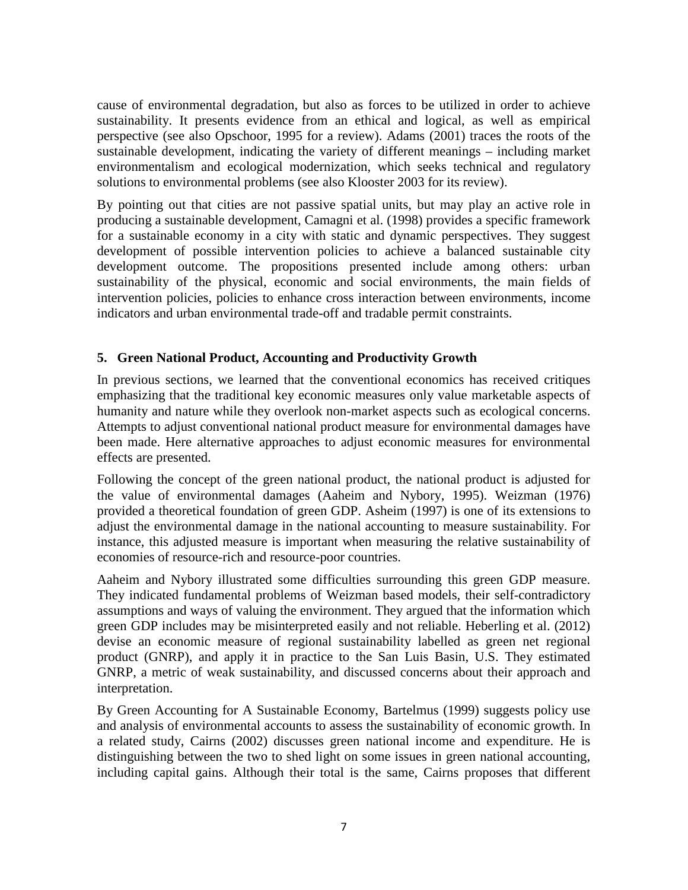cause of environmental degradation, but also as forces to be utilized in order to achieve sustainability. It presents evidence from an ethical and logical, as well as empirical perspective (see also Opschoor, 1995 for a review). Adams (2001) traces the roots of the sustainable development, indicating the variety of different meanings – including market environmentalism and ecological modernization, which seeks technical and regulatory solutions to environmental problems (see also Klooster 2003 for its review).

By pointing out that cities are not passive spatial units, but may play an active role in producing a sustainable development, Camagni et al. (1998) provides a specific framework for a sustainable economy in a city with static and dynamic perspectives. They suggest development of possible intervention policies to achieve a balanced sustainable city development outcome. The propositions presented include among others: urban sustainability of the physical, economic and social environments, the main fields of intervention policies, policies to enhance cross interaction between environments, income indicators and urban environmental trade-off and tradable permit constraints.

## 5. Green National Product, Accounting and Productivity Growth

In previous sections, we learned that the conventional economics has received critiques emphasizing that the traditional key economic measures only value marketable aspects of humanity and nature while they overlook non-market aspects such as ecological concerns. Attempts to adjust conventional national product measure for environmental damages have been made. Here alternative approaches to adjust economic measures for environmental effects are presented.

Following the concept of the green national product, the national product is adjusted for the value of environmental damages (Aaheim and Nybory, 1995). Weizman (1976) provided a theoretical foundation of green GDP. Asheim (1997) is one of its extensions to adjust the environmental damage in the national accounting to measure sustainability. For instance, this adjusted measure is important when measuring the relative sustainability of economies of resource-rich and resource-poor countries.

Aaheim and Nybory illustrated some difficulties surrounding this green GDP measure. They indicated fundamental problems of Weizman based models, their self-contradictory assumptions and ways of valuing the environment. They argued that the information which green GDP includes may be misinterpreted easily and not reliable. Heberling et al. (2012) devise an economic measure of regional sustainability labelled as green net regional product (GNRP), and apply it in practice to the San Luis Basin, U.S. They estimated GNRP, a metric of weak sustainability, and discussed concerns about their approach and interpretation.

By Green Accounting for A Sustainable Economy, Bartelmus (1999) suggests policy use and analysis of environmental accounts to assess the sustainability of economic growth. In a related study, Cairns (2002) discusses green national income and expenditure. He is distinguishing between the two to shed light on some issues in green national accounting, including capital gains. Although their total is the same, Cairns proposes that different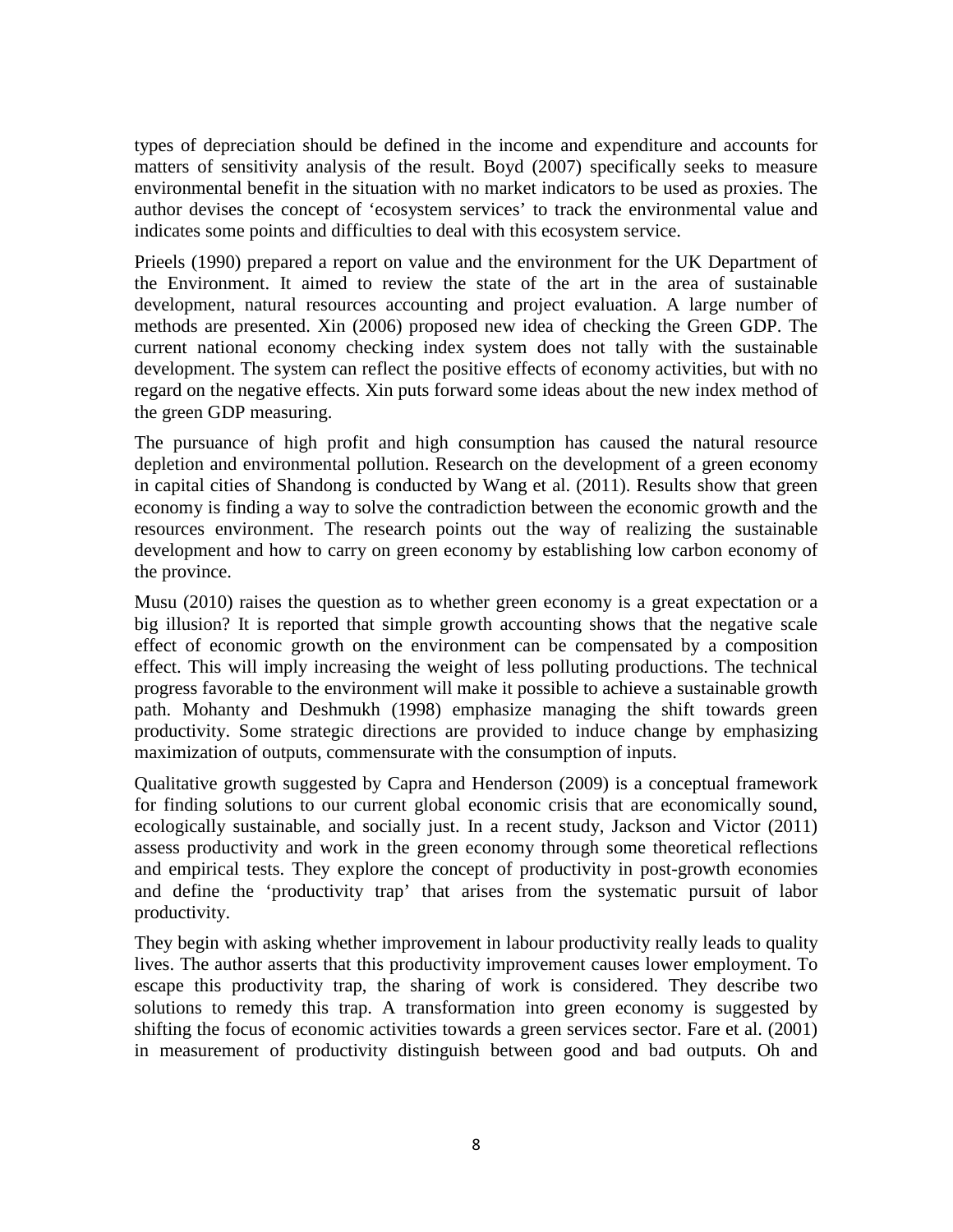types of depreciation should be defined in the income and expenditure and accounts for matters of sensitivity analysis of the result. Boyd (2007) specifically seeks to measure environmental benefit in the situation with no market indicators to be used as proxies. The author devises the concept of 'ecosystem services' to track the environmental value and indicates some points and difficulties to deal with this ecosystem service.

Prieels (1990) prepared a report on value and the environment for the UK Department of the Environment. It aimed to review the state of the art in the area of sustainable development, natural resources accounting and project evaluation. A large number of methods are presented. Xin (2006) proposed new idea of checking the Green GDP. The current national economy checking index system does not tally with the sustainable development. The system can reflect the positive effects of economy activities, but with no regard on the negative effects. Xin puts forward some ideas about the new index method of the green GDP measuring.

The pursuance of high profit and high consumption has caused the natural resource depletion and environmental pollution. Research on the development of a green economy in capital cities of Shandong is conducted by Wang et al. (2011). Results show that green economy is finding a way to solve the contradiction between the economic growth and the resources environment. The research points out the way of realizing the sustainable development and how to carry on green economy by establishing low carbon economy of the province.

Musu (2010) raises the question as to whether green economy is a great expectation or a big illusion? It is reported that simple growth accounting shows that the negative scale effect of economic growth on the environment can be compensated by a composition effect. This will imply increasing the weight of less polluting productions. The technical progress favorable to the environment will make it possible to achieve a sustainable growth path. Mohanty and Deshmukh (1998) emphasize managing the shift towards green productivity. Some strategic directions are provided to induce change by emphasizing maximization of outputs, commensurate with the consumption of inputs.

Qualitative growth suggested by Capra and Henderson (2009) is a conceptual framework for finding solutions to our current global economic crisis that are economically sound, ecologically sustainable, and socially just. In a recent study, Jackson and Victor (2011) assess productivity and work in the green economy through some theoretical reflections and empirical tests. They explore the concept of productivity in post-growth economies and define the 'productivity trap' that arises from the systematic pursuit of labor productivity.

They begin with asking whether improvement in labour productivity really leads to quality lives. The author asserts that this productivity improvement causes lower employment. To escape this productivity trap, the sharing of work is considered. They describe two solutions to remedy this trap. A transformation into green economy is suggested by shifting the focus of economic activities towards a green services sector. Fare et al. (2001) in measurement of productivity distinguish between good and bad outputs. Oh and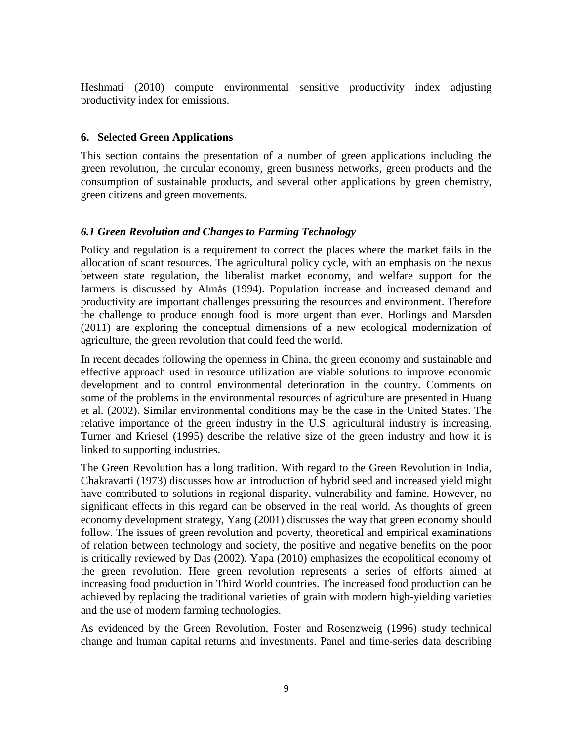Heshmati (2010) compute environmental sensitive productivity index adjusting productivity index for emissions.

## 6. Selected Green Applications

This section contains the presentation of a number of green applications including the green revolution, the circular economy, green business networks, green products and the consumption of sustainable products, and several other applications by green chemistry, green citizens and green movements.

### *6.1 Green Revolution and Changes to Farming Technology*

Policy and regulation is a requirement to correct the places where the market fails in the allocation of scant resources. The agricultural policy cycle, with an emphasis on the nexus between state regulation, the liberalist market economy, and welfare support for the farmers is discussed by Almås (1994). Population increase and increased demand and productivity are important challenges pressuring the resources and environment. Therefore the challenge to produce enough food is more urgent than ever. Horlings and Marsden (2011) are exploring the conceptual dimensions of a new ecological modernization of agriculture, the green revolution that could feed the world.

In recent decades following the openness in China, the green economy and sustainable and effective approach used in resource utilization are viable solutions to improve economic development and to control environmental deterioration in the country. Comments on some of the problems in the environmental resources of agriculture are presented in Huang et al. (2002). Similar environmental conditions may be the case in the United States. The relative importance of the green industry in the U.S. agricultural industry is increasing. Turner and Kriesel (1995) describe the relative size of the green industry and how it is linked to supporting industries.

The Green Revolution has a long tradition. With regard to the Green Revolution in India, Chakravarti (1973) discusses how an introduction of hybrid seed and increased yield might have contributed to solutions in regional disparity, vulnerability and famine. However, no significant effects in this regard can be observed in the real world. As thoughts of green economy development strategy, Yang (2001) discusses the way that green economy should follow. The issues of green revolution and poverty, theoretical and empirical examinations of relation between technology and society, the positive and negative benefits on the poor is critically reviewed by Das (2002). Yapa (2010) emphasizes the ecopolitical economy of the green revolution. Here green revolution represents a series of efforts aimed at increasing food production in Third World countries. The increased food production can be achieved by replacing the traditional varieties of grain with modern high-yielding varieties and the use of modern farming technologies.

As evidenced by the Green Revolution, Foster and Rosenzweig (1996) study technical change and human capital returns and investments. Panel and time-series data describing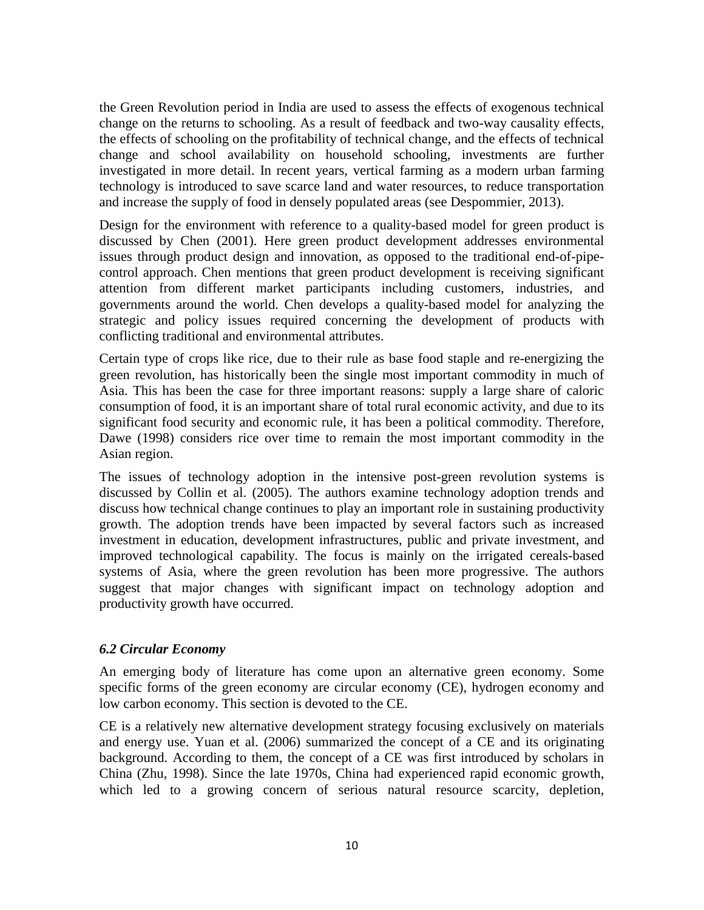the Green Revolution period in India are used to assess the effects of exogenous technical change on the returns to schooling. As a result of feedback and two-way causality effects, the effects of schooling on the profitability of technical change, and the effects of technical change and school availability on household schooling, investments are further investigated in more detail. In recent years, vertical farming as a modern urban farming technology is introduced to save scarce land and water resources, to reduce transportation and increase the supply of food in densely populated areas (see Despommier, 2013).

Design for the environment with reference to a quality-based model for green product is discussed by Chen (2001). Here green product development addresses environmental issues through product design and innovation, as opposed to the traditional end-of-pipe-control approach. Chen mentions that green product development is receiving significant attention from different market participants including customers, industries, and governments around the world. Chen develops a quality-based model for analyzing the strategic and policy issues required concerning the development of products with conflicting traditional and environmental attributes.

Certain type of crops like rice, due to their rule as base food staple and re-energizing the green revolution, has historically been the single most important commodity in much of Asia. This has been the case for three important reasons: supply a large share of caloric consumption of food, it is an important share of total rural economic activity, and due to its significant food security and economic rule, it has been a political commodity. Therefore, Dawe (1998) considers rice over time to remain the most important commodity in the Asian region.

The issues of technology adoption in the intensive post-green revolution systems is discussed by Collin et al. (2005). The authors examine technology adoption trends and discuss how technical change continues to play an important role in sustaining productivity growth. The adoption trends have been impacted by several factors such as increased investment in education, development infrastructures, public and private investment, and improved technological capability. The focus is mainly on the irrigated cereals-based systems of Asia, where the green revolution has been more progressive. The authors suggest that major changes with significant impact on technology adoption and productivity growth have occurred.

### *6.2 Circular Economy*

An emerging body of literature has come upon an alternative green economy. Some specific forms of the green economy are circular economy (CE), hydrogen economy and low carbon economy. This section is devoted to the CE.

CE is a relatively new alternative development strategy focusing exclusively on materials and energy use. Yuan et al. (2006) summarized the concept of a CE and its originating background. According to them, the concept of a CE was first introduced by scholars in China (Zhu, 1998). Since the late 1970s, China had experienced rapid economic growth, which led to a growing concern of serious natural resource scarcity, depletion,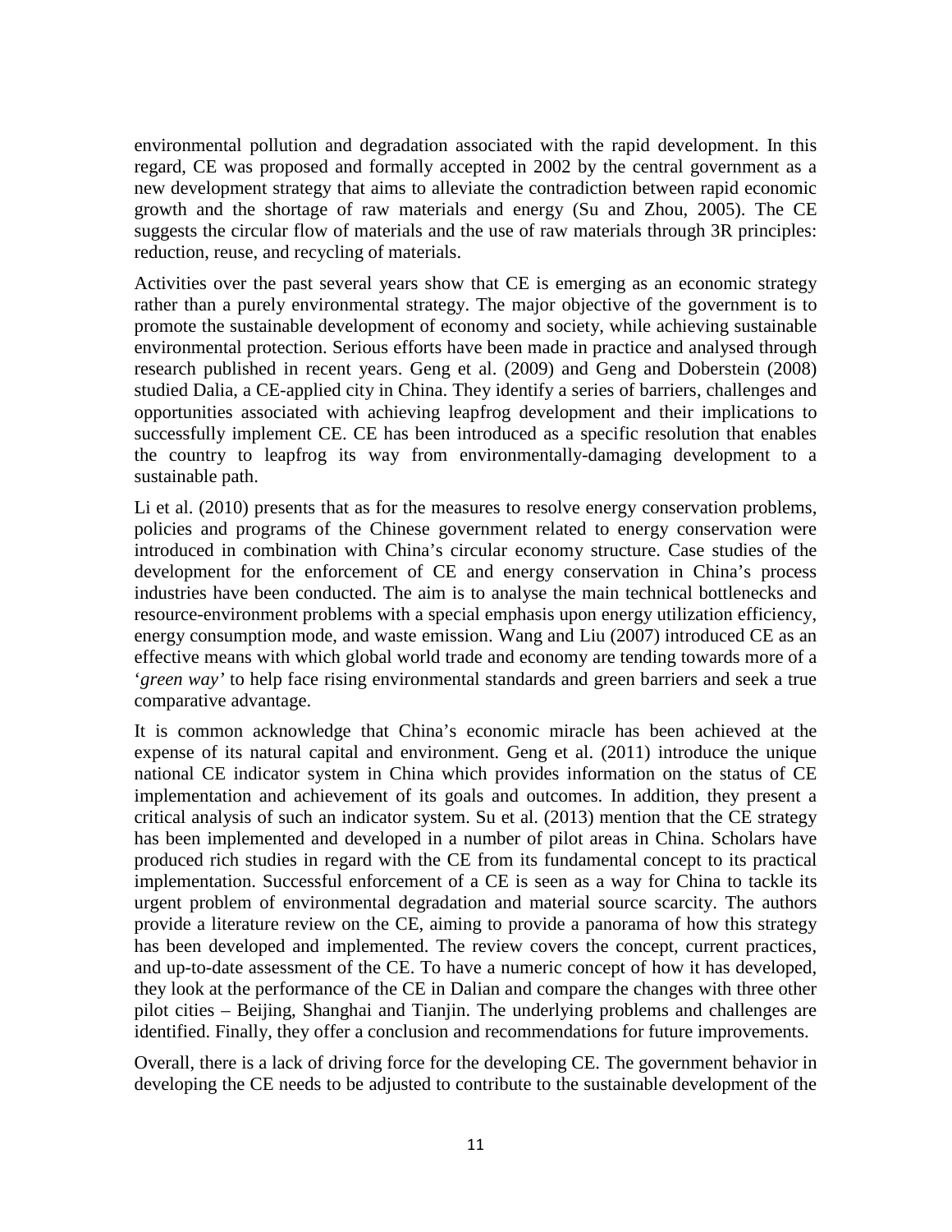environmental pollution and degradation associated with the rapid development. In this regard, CE was proposed and formally accepted in 2002 by the central government as a new development strategy that aims to alleviate the contradiction between rapid economic growth and the shortage of raw materials and energy (Su and Zhou, 2005). The CE suggests the circular flow of materials and the use of raw materials through 3R principles: reduction, reuse, and recycling of materials.

Activities over the past several years show that CE is emerging as an economic strategy rather than a purely environmental strategy. The major objective of the government is to promote the sustainable development of economy and society, while achieving sustainable environmental protection. Serious efforts have been made in practice and analysed through research published in recent years. Geng et al. (2009) and Geng and Doberstein (2008) studied Dalia, a CE-applied city in China. They identify a series of barriers, challenges and opportunities associated with achieving leapfrog development and their implications to successfully implement CE. CE has been introduced as a specific resolution that enables the country to leapfrog its way from environmentally-damaging development to a sustainable path.

Li et al. (2010) presents that as for the measures to resolve energy conservation problems, policies and programs of the Chinese government related to energy conservation were introduced in combination with China's circular economy structure. Case studies of the development for the enforcement of CE and energy conservation in China's process industries have been conducted. The aim is to analyse the main technical bottlenecks and resource-environment problems with a special emphasis upon energy utilization efficiency, energy consumption mode, and waste emission. Wang and Liu (2007) introduced CE as an effective means with which global world trade and economy are tending towards more of a '*green way*' to help face rising environmental standards and green barriers and seek a true comparative advantage.

It is common acknowledge that China's economic miracle has been achieved at the expense of its natural capital and environment. Geng et al. (2011) introduce the unique national CE indicator system in China which provides information on the status of CE implementation and achievement of its goals and outcomes. In addition, they present a critical analysis of such an indicator system. Su et al. (2013) mention that the CE strategy has been implemented and developed in a number of pilot areas in China. Scholars have produced rich studies in regard with the CE from its fundamental concept to its practical implementation. Successful enforcement of a CE is seen as a way for China to tackle its urgent problem of environmental degradation and material source scarcity. The authors provide a literature review on the CE, aiming to provide a panorama of how this strategy has been developed and implemented. The review covers the concept, current practices, and up-to-date assessment of the CE. To have a numeric concept of how it has developed, they look at the performance of the CE in Dalian and compare the changes with three other pilot cities – Beijing, Shanghai and Tianjin. The underlying problems and challenges are identified. Finally, they offer a conclusion and recommendations for future improvements.

Overall, there is a lack of driving force for the developing CE. The government behavior in developing the CE needs to be adjusted to contribute to the sustainable development of the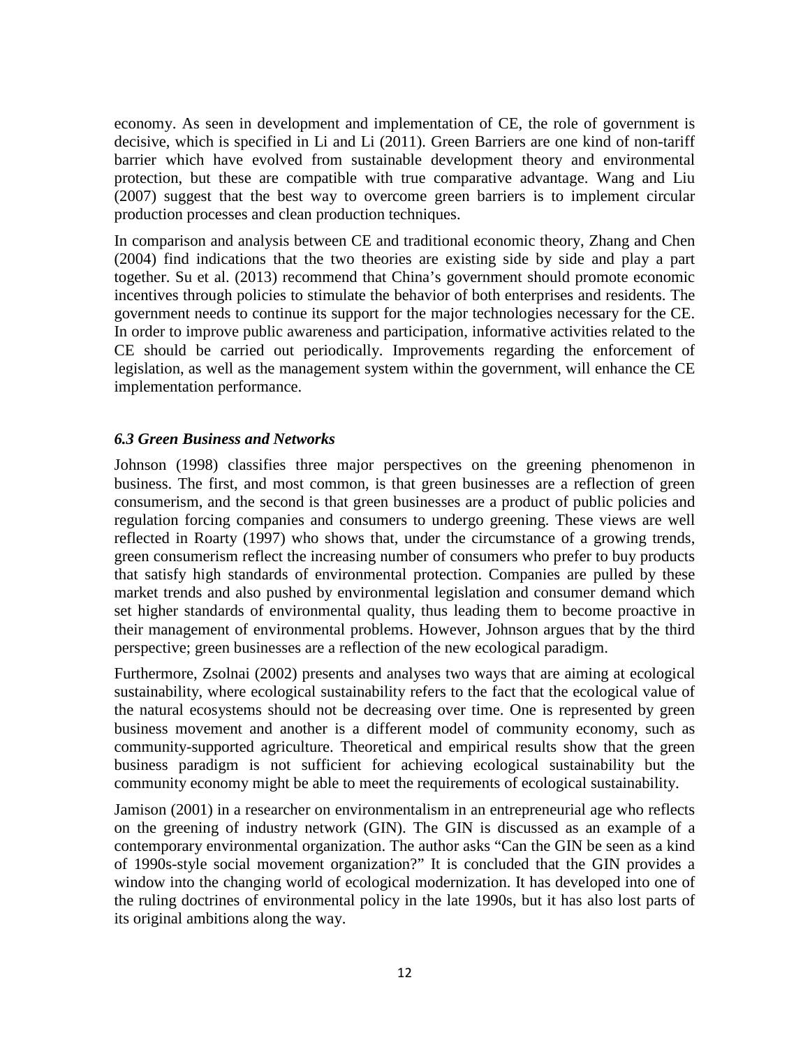economy. As seen in development and implementation of CE, the role of government is decisive, which is specified in Li and Li (2011). Green Barriers are one kind of non-tariff barrier which have evolved from sustainable development theory and environmental protection, but these are compatible with true comparative advantage. Wang and Liu (2007) suggest that the best way to overcome green barriers is to implement circular production processes and clean production techniques.

In comparison and analysis between CE and traditional economic theory, Zhang and Chen (2004) find indications that the two theories are existing side by side and play a part together. Su et al. (2013) recommend that China's government should promote economic incentives through policies to stimulate the behavior of both enterprises and residents. The government needs to continue its support for the major technologies necessary for the CE. In order to improve public awareness and participation, informative activities related to the CE should be carried out periodically. Improvements regarding the enforcement of legislation, as well as the management system within the government, will enhance the CE implementation performance.

### *6.3 Green Business and Networks*

Johnson (1998) classifies three major perspectives on the greening phenomenon in business. The first, and most common, is that green businesses are a reflection of green consumerism, and the second is that green businesses are a product of public policies and regulation forcing companies and consumers to undergo greening. These views are well reflected in Roarty (1997) who shows that, under the circumstance of a growing trends, green consumerism reflect the increasing number of consumers who prefer to buy products that satisfy high standards of environmental protection. Companies are pulled by these market trends and also pushed by environmental legislation and consumer demand which set higher standards of environmental quality, thus leading them to become proactive in their management of environmental problems. However, Johnson argues that by the third perspective; green businesses are a reflection of the new ecological paradigm.

Furthermore, Zsolnai (2002) presents and analyses two ways that are aiming at ecological sustainability, where ecological sustainability refers to the fact that the ecological value of the natural ecosystems should not be decreasing over time. One is represented by green business movement and another is a different model of community economy, such as community-supported agriculture. Theoretical and empirical results show that the green business paradigm is not sufficient for achieving ecological sustainability but the community economy might be able to meet the requirements of ecological sustainability.

Jamison (2001) in a researcher on environmentalism in an entrepreneurial age who reflects on the greening of industry network (GIN). The GIN is discussed as an example of a contemporary environmental organization. The author asks "Can the GIN be seen as a kind of 1990s-style social movement organization?" It is concluded that the GIN provides a window into the changing world of ecological modernization. It has developed into one of the ruling doctrines of environmental policy in the late 1990s, but it has also lost parts of its original ambitions along the way.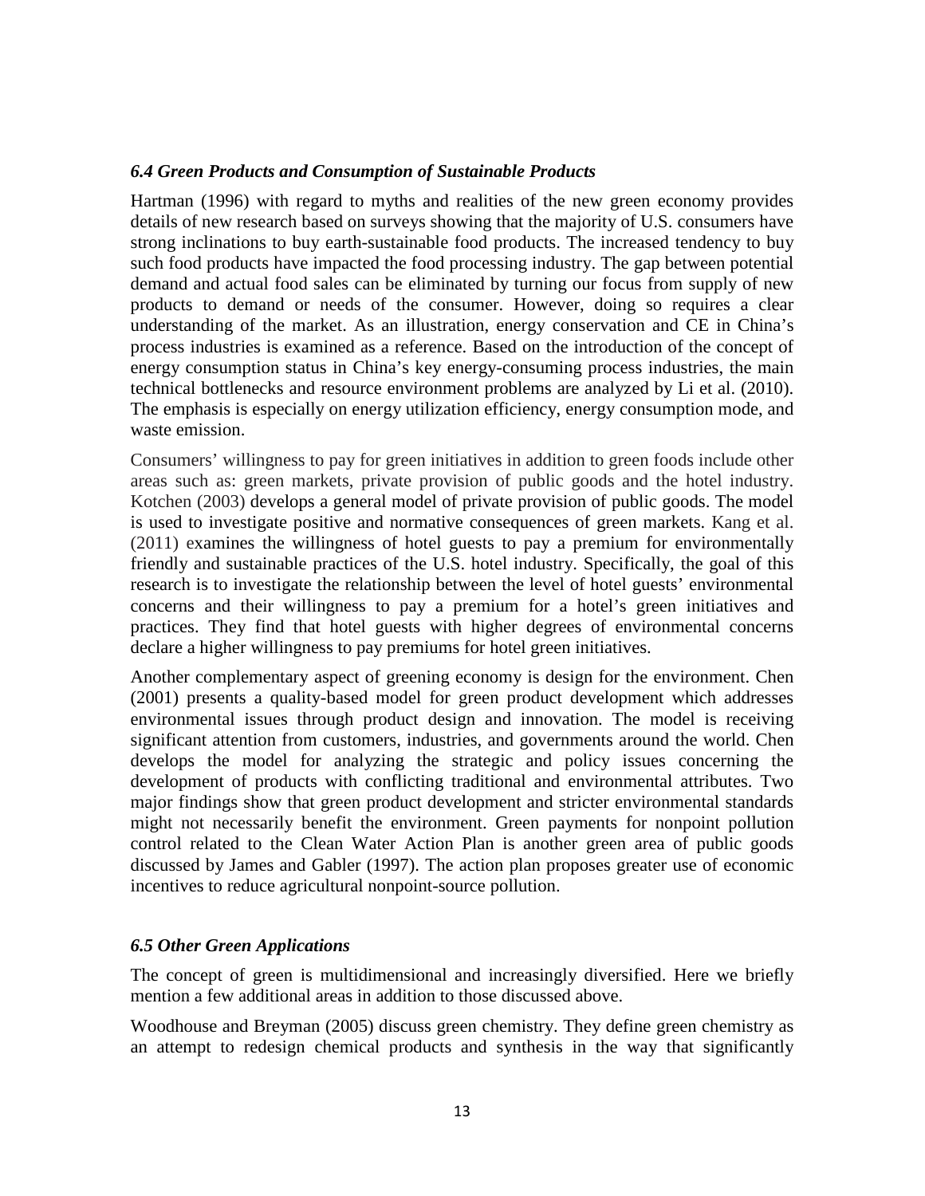### *6.4 Green Products and Consumption of Sustainable Products*

Hartman (1996) with regard to myths and realities of the new green economy provides details of new research based on surveys showing that the majority of U.S. consumers have strong inclinations to buy earth-sustainable food products. The increased tendency to buy such food products have impacted the food processing industry. The gap between potential demand and actual food sales can be eliminated by turning our focus from supply of new products to demand or needs of the consumer. However, doing so requires a clear understanding of the market. As an illustration, energy conservation and CE in China's process industries is examined as a reference. Based on the introduction of the concept of energy consumption status in China's key energy-consuming process industries, the main technical bottlenecks and resource environment problems are analyzed by Li et al. (2010). The emphasis is especially on energy utilization efficiency, energy consumption mode, and waste emission.

Consumers' willingness to pay for green initiatives in addition to green foods include other areas such as: green markets, private provision of public goods and the hotel industry. Kotchen (2003) develops a general model of private provision of public goods. The model is used to investigate positive and normative consequences of green markets. Kang et al. (2011) examines the willingness of hotel guests to pay a premium for environmentally friendly and sustainable practices of the U.S. hotel industry. Specifically, the goal of this research is to investigate the relationship between the level of hotel guests' environmental concerns and their willingness to pay a premium for a hotel's green initiatives and practices. They find that hotel guests with higher degrees of environmental concerns declare a higher willingness to pay premiums for hotel green initiatives.

Another complementary aspect of greening economy is design for the environment. Chen (2001) presents a quality-based model for green product development which addresses environmental issues through product design and innovation. The model is receiving significant attention from customers, industries, and governments around the world. Chen develops the model for analyzing the strategic and policy issues concerning the development of products with conflicting traditional and environmental attributes. Two major findings show that green product development and stricter environmental standards might not necessarily benefit the environment. Green payments for nonpoint pollution control related to the Clean Water Action Plan is another green area of public goods discussed by James and Gabler (1997). The action plan proposes greater use of economic incentives to reduce agricultural nonpoint-source pollution.

### *6.5 Other Green Applications*

The concept of green is multidimensional and increasingly diversified. Here we briefly mention a few additional areas in addition to those discussed above.

Woodhouse and Breyman (2005) discuss green chemistry. They define green chemistry as an attempt to redesign chemical products and synthesis in the way that significantly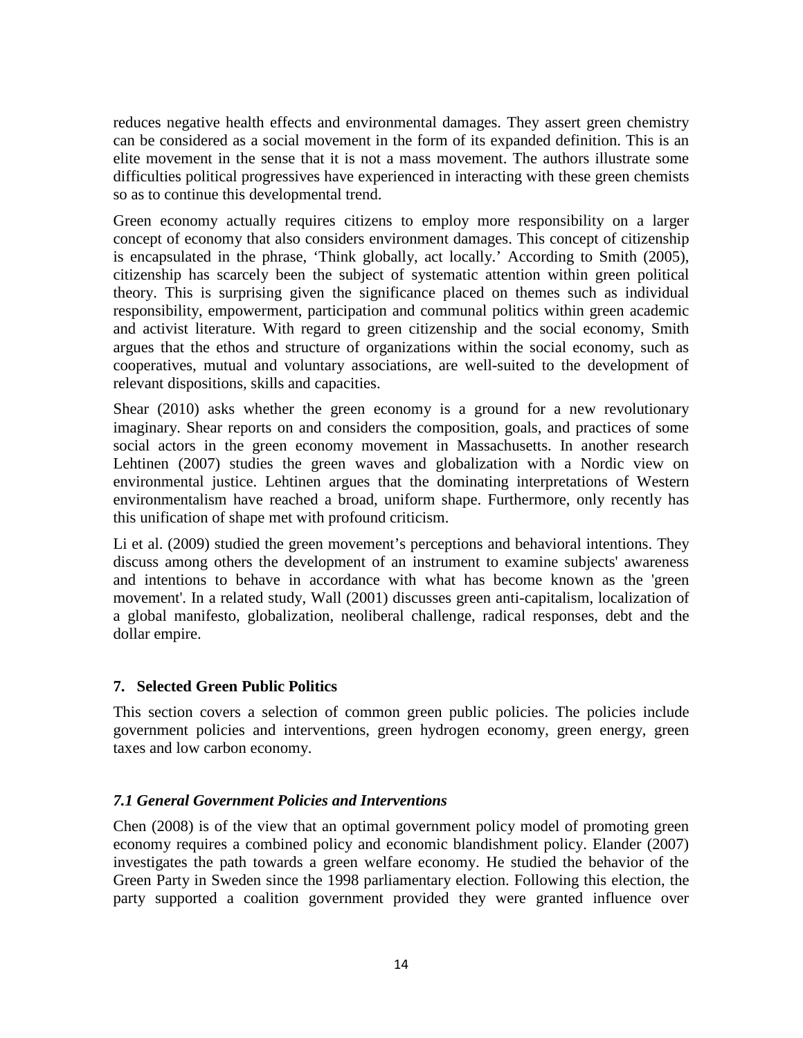reduces negative health effects and environmental damages. They assert green chemistry can be considered as a social movement in the form of its expanded definition. This is an elite movement in the sense that it is not a mass movement. The authors illustrate some difficulties political progressives have experienced in interacting with these green chemists so as to continue this developmental trend.

Green economy actually requires citizens to employ more responsibility on a larger concept of economy that also considers environment damages. This concept of citizenship is encapsulated in the phrase, 'Think globally, act locally.' According to Smith (2005), citizenship has scarcely been the subject of systematic attention within green political theory. This is surprising given the significance placed on themes such as individual responsibility, empowerment, participation and communal politics within green academic and activist literature. With regard to green citizenship and the social economy, Smith argues that the ethos and structure of organizations within the social economy, such as cooperatives, mutual and voluntary associations, are well-suited to the development of relevant dispositions, skills and capacities.

Shear (2010) asks whether the green economy is a ground for a new revolutionary imaginary. Shear reports on and considers the composition, goals, and practices of some social actors in the green economy movement in Massachusetts. In another research Lehtinen (2007) studies the green waves and globalization with a Nordic view on environmental justice. Lehtinen argues that the dominating interpretations of Western environmentalism have reached a broad, uniform shape. Furthermore, only recently has this unification of shape met with profound criticism.

Li et al. (2009) studied the green movement's perceptions and behavioral intentions. They discuss among others the development of an instrument to examine subjects' awareness and intentions to behave in accordance with what has become known as the 'green movement'. In a related study, Wall (2001) discusses green anti-capitalism, localization of a global manifesto, globalization, neoliberal challenge, radical responses, debt and the dollar empire.

## 7. Selected Green Public Politics

This section covers a selection of common green public policies. The policies include government policies and interventions, green hydrogen economy, green energy, green taxes and low carbon economy.

### *7.1 General Government Policies and Interventions*

Chen (2008) is of the view that an optimal government policy model of promoting green economy requires a combined policy and economic blandishment policy. Elander (2007) investigates the path towards a green welfare economy. He studied the behavior of the Green Party in Sweden since the 1998 parliamentary election. Following this election, the party supported a coalition government provided they were granted influence over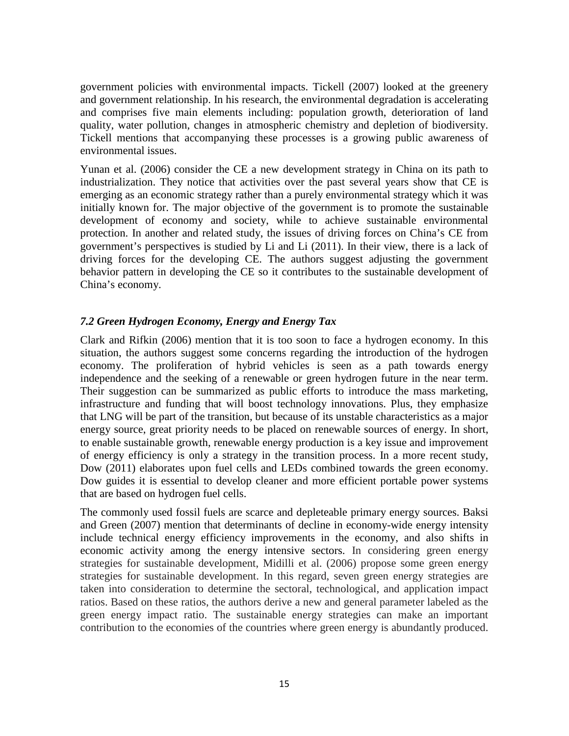government policies with environmental impacts. Tickell (2007) looked at the greenery and government relationship. In his research, the environmental degradation is accelerating and comprises five main elements including: population growth, deterioration of land quality, water pollution, changes in atmospheric chemistry and depletion of biodiversity. Tickell mentions that accompanying these processes is a growing public awareness of environmental issues.

Yunan et al. (2006) consider the CE a new development strategy in China on its path to industrialization. They notice that activities over the past several years show that CE is emerging as an economic strategy rather than a purely environmental strategy which it was initially known for. The major objective of the government is to promote the sustainable development of economy and society, while to achieve sustainable environmental protection. In another and related study, the issues of driving forces on China's CE from government's perspectives is studied by Li and Li (2011). In their view, there is a lack of driving forces for the developing CE. The authors suggest adjusting the government behavior pattern in developing the CE so it contributes to the sustainable development of China's economy.

### *7.2 Green Hydrogen Economy, Energy and Energy Tax*

Clark and Rifkin (2006) mention that it is too soon to face a hydrogen economy. In this situation, the authors suggest some concerns regarding the introduction of the hydrogen economy. The proliferation of hybrid vehicles is seen as a path towards energy independence and the seeking of a renewable or green hydrogen future in the near term. Their suggestion can be summarized as public efforts to introduce the mass marketing, infrastructure and funding that will boost technology innovations. Plus, they emphasize that LNG will be part of the transition, but because of its unstable characteristics as a major energy source, great priority needs to be placed on renewable sources of energy. In short, to enable sustainable growth, renewable energy production is a key issue and improvement of energy efficiency is only a strategy in the transition process. In a more recent study, Dow (2011) elaborates upon fuel cells and LEDs combined towards the green economy. Dow guides it is essential to develop cleaner and more efficient portable power systems that are based on hydrogen fuel cells.

The commonly used fossil fuels are scarce and depleteable primary energy sources. Baksi and Green (2007) mention that determinants of decline in economy-wide energy intensity include technical energy efficiency improvements in the economy, and also shifts in economic activity among the energy intensive sectors. In considering green energy strategies for sustainable development, Midilli et al. (2006) propose some green energy strategies for sustainable development. In this regard, seven green energy strategies are taken into consideration to determine the sectoral, technological, and application impact ratios. Based on these ratios, the authors derive a new and general parameter labeled as the green energy impact ratio. The sustainable energy strategies can make an important contribution to the economies of the countries where green energy is abundantly produced.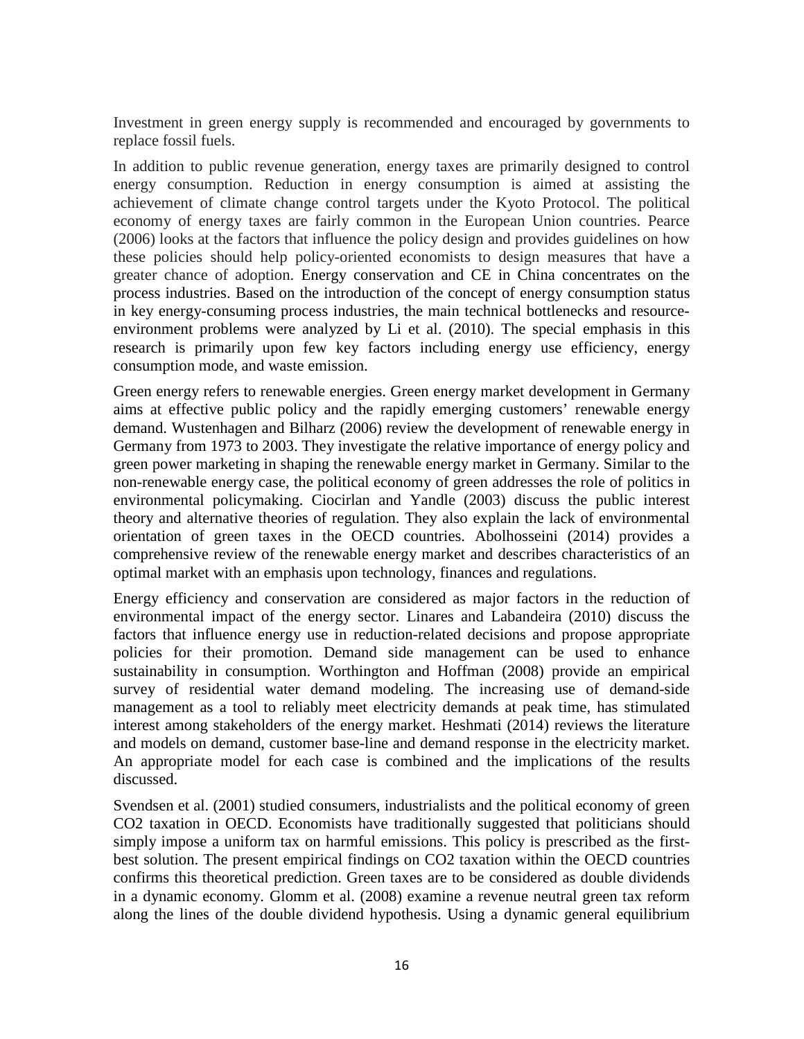Investment in green energy supply is recommended and encouraged by governments to replace fossil fuels.

In addition to public revenue generation, energy taxes are primarily designed to control energy consumption. Reduction in energy consumption is aimed at assisting the achievement of climate change control targets under the Kyoto Protocol. The political economy of energy taxes are fairly common in the European Union countries. Pearce (2006) looks at the factors that influence the policy design and provides guidelines on how these policies should help policy-oriented economists to design measures that have a greater chance of adoption. Energy conservation and CE in China concentrates on the process industries. Based on the introduction of the concept of energy consumption status in key energy-consuming process industries, the main technical bottlenecks and resource-environment problems were analyzed by Li et al. (2010). The special emphasis in this research is primarily upon few key factors including energy use efficiency, energy consumption mode, and waste emission.

Green energy refers to renewable energies. Green energy market development in Germany aims at effective public policy and the rapidly emerging customers' renewable energy demand. Wustenhagen and Bilharz (2006) review the development of renewable energy in Germany from 1973 to 2003. They investigate the relative importance of energy policy and green power marketing in shaping the renewable energy market in Germany. Similar to the non-renewable energy case, the political economy of green addresses the role of politics in environmental policymaking. Ciocirlan and Yandle (2003) discuss the public interest theory and alternative theories of regulation. They also explain the lack of environmental orientation of green taxes in the OECD countries. Abolhosseini (2014) provides a comprehensive review of the renewable energy market and describes characteristics of an optimal market with an emphasis upon technology, finances and regulations.

Energy efficiency and conservation are considered as major factors in the reduction of environmental impact of the energy sector. Linares and Labandeira (2010) discuss the factors that influence energy use in reduction-related decisions and propose appropriate policies for their promotion. Demand side management can be used to enhance sustainability in consumption. Worthington and Hoffman (2008) provide an empirical survey of residential water demand modeling. The increasing use of demand-side management as a tool to reliably meet electricity demands at peak time, has stimulated interest among stakeholders of the energy market. Heshmati (2014) reviews the literature and models on demand, customer base-line and demand response in the electricity market. An appropriate model for each case is combined and the implications of the results discussed.

Svendsen et al. (2001) studied consumers, industrialists and the political economy of green $CO_2$ taxation in OECD. Economists have traditionally suggested that politicians should simply impose a uniform tax on harmful emissions. This policy is prescribed as the first-best solution. The present empirical findings on $CO_2$ taxation within the OECD countries confirms this theoretical prediction. Green taxes are to be considered as double dividends in a dynamic economy. Glomm et al. (2008) examine a revenue neutral green tax reform along the lines of the double dividend hypothesis. Using a dynamic general equilibrium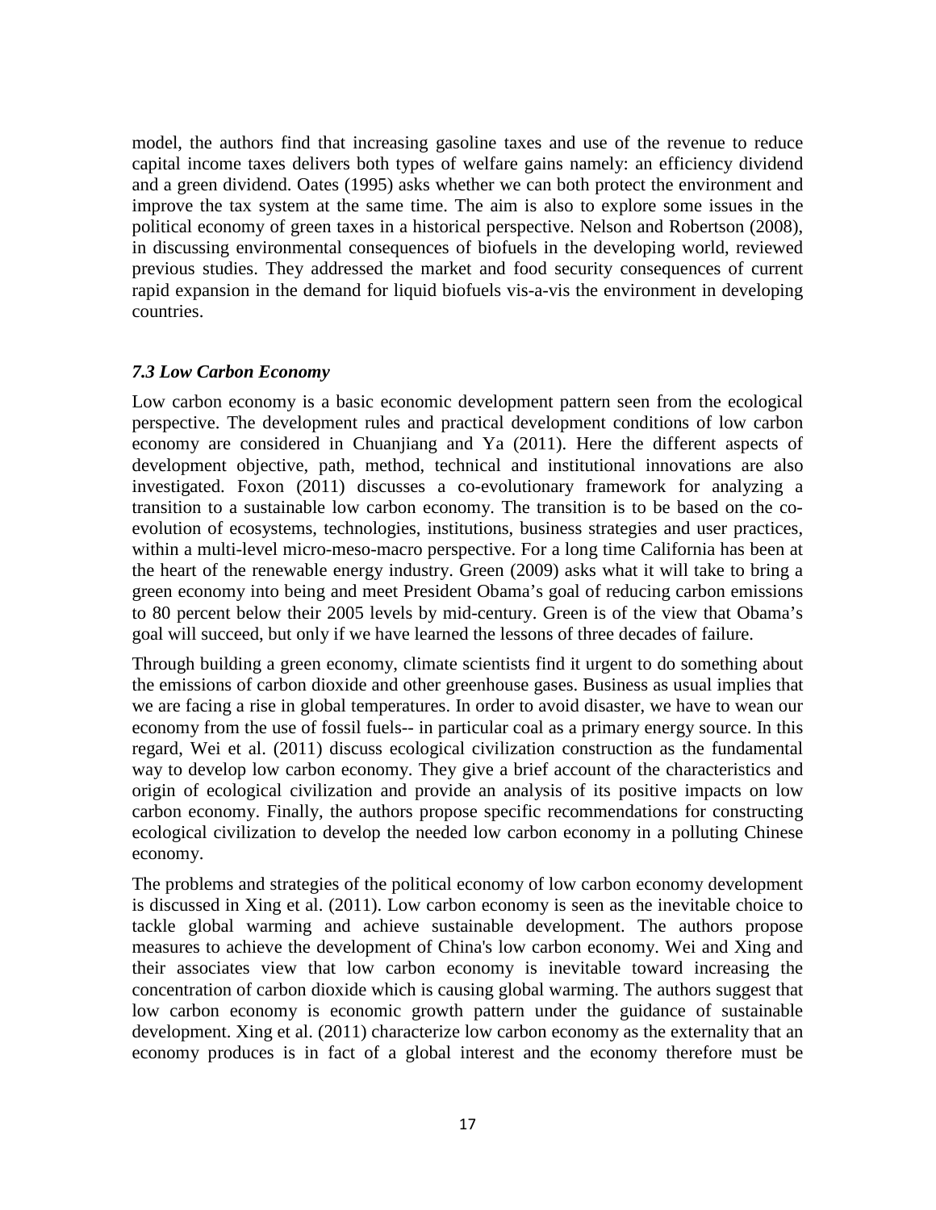model, the authors find that increasing gasoline taxes and use of the revenue to reduce capital income taxes delivers both types of welfare gains namely: an efficiency dividend and a green dividend. Oates (1995) asks whether we can both protect the environment and improve the tax system at the same time. The aim is also to explore some issues in the political economy of green taxes in a historical perspective. Nelson and Robertson (2008), in discussing environmental consequences of biofuels in the developing world, reviewed previous studies. They addressed the market and food security consequences of current rapid expansion in the demand for liquid biofuels vis-a-vis the environment in developing countries.

### *7.3 Low Carbon Economy*

Low carbon economy is a basic economic development pattern seen from the ecological perspective. The development rules and practical development conditions of low carbon economy are considered in Chuanjiang and Ya (2011). Here the different aspects of development objective, path, method, technical and institutional innovations are also investigated. Foxon (2011) discusses a co-evolutionary framework for analyzing a transition to a sustainable low carbon economy. The transition is to be based on the co-evolution of ecosystems, technologies, institutions, business strategies and user practices, within a multi-level micro-meso-macro perspective. For a long time California has been at the heart of the renewable energy industry. Green (2009) asks what it will take to bring a green economy into being and meet President Obama's goal of reducing carbon emissions to 80 percent below their 2005 levels by mid-century. Green is of the view that Obama's goal will succeed, but only if we have learned the lessons of three decades of failure.

Through building a green economy, climate scientists find it urgent to do something about the emissions of carbon dioxide and other greenhouse gases. Business as usual implies that we are facing a rise in global temperatures. In order to avoid disaster, we have to wean our economy from the use of fossil fuels-- in particular coal as a primary energy source. In this regard, Wei et al. (2011) discuss ecological civilization construction as the fundamental way to develop low carbon economy. They give a brief account of the characteristics and origin of ecological civilization and provide an analysis of its positive impacts on low carbon economy. Finally, the authors propose specific recommendations for constructing ecological civilization to develop the needed low carbon economy in a polluting Chinese economy.

The problems and strategies of the political economy of low carbon economy development is discussed in Xing et al. (2011). Low carbon economy is seen as the inevitable choice to tackle global warming and achieve sustainable development. The authors propose measures to achieve the development of China's low carbon economy. Wei and Xing and their associates view that low carbon economy is inevitable toward increasing the concentration of carbon dioxide which is causing global warming. The authors suggest that low carbon economy is economic growth pattern under the guidance of sustainable development. Xing et al. (2011) characterize low carbon economy as the externality that an economy produces is in fact of a global interest and the economy therefore must be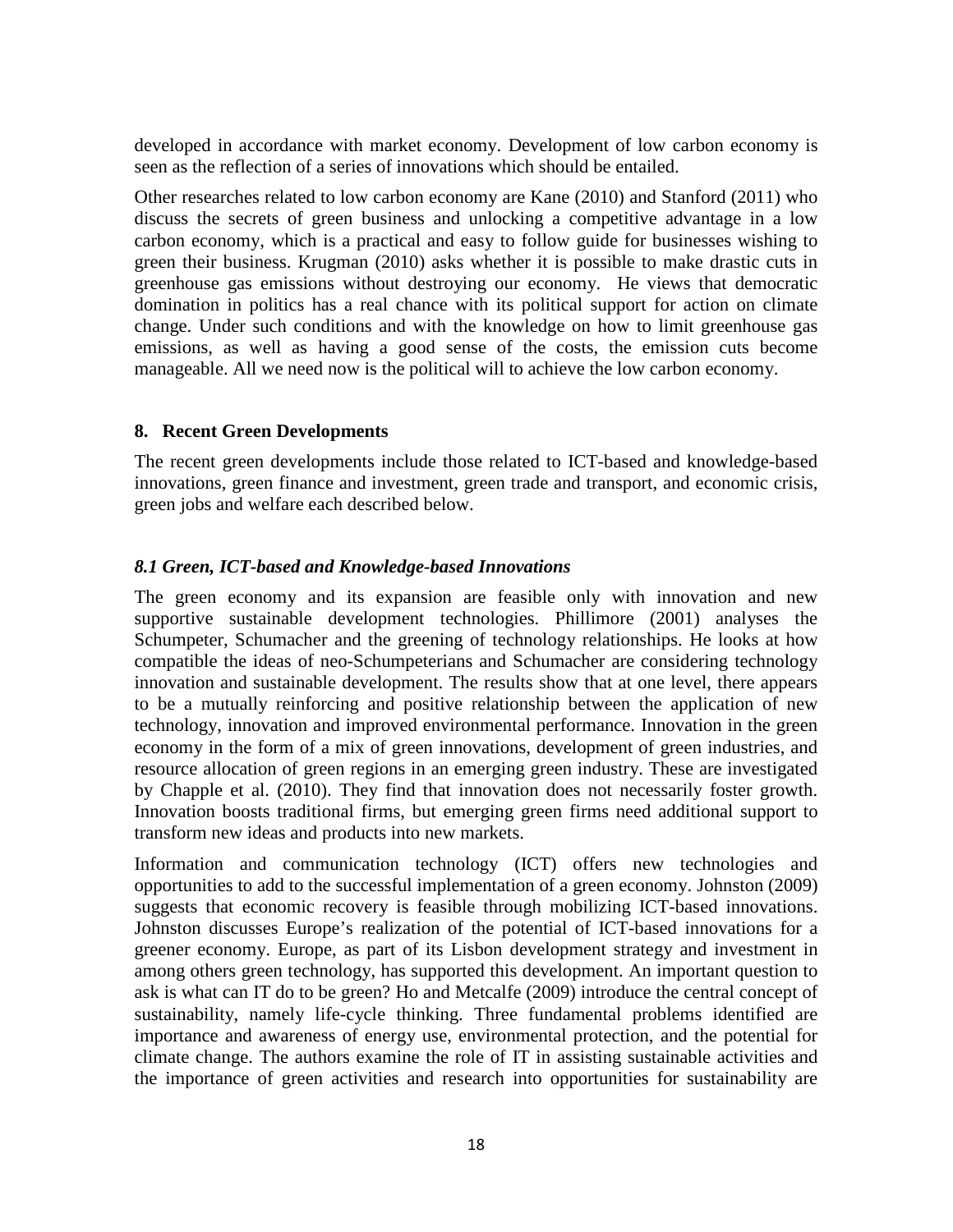developed in accordance with market economy. Development of low carbon economy is seen as the reflection of a series of innovations which should be entailed.

Other researches related to low carbon economy are Kane (2010) and Stanford (2011) who discuss the secrets of green business and unlocking a competitive advantage in a low carbon economy, which is a practical and easy to follow guide for businesses wishing to green their business. Krugman (2010) asks whether it is possible to make drastic cuts in greenhouse gas emissions without destroying our economy. He views that democratic domination in politics has a real chance with its political support for action on climate change. Under such conditions and with the knowledge on how to limit greenhouse gas emissions, as well as having a good sense of the costs, the emission cuts become manageable. All we need now is the political will to achieve the low carbon economy.

## 8. Recent Green Developments

The recent green developments include those related to ICT-based and knowledge-based innovations, green finance and investment, green trade and transport, and economic crisis, green jobs and welfare each described below.

### *8.1 Green, ICT-based and Knowledge-based Innovations*

The green economy and its expansion are feasible only with innovation and new supportive sustainable development technologies. Phillimore (2001) analyses the Schumpeter, Schumacher and the greening of technology relationships. He looks at how compatible the ideas of neo-Schumpeterians and Schumacher are considering technology innovation and sustainable development. The results show that at one level, there appears to be a mutually reinforcing and positive relationship between the application of new technology, innovation and improved environmental performance. Innovation in the green economy in the form of a mix of green innovations, development of green industries, and resource allocation of green regions in an emerging green industry. These are investigated by Chapple et al. (2010). They find that innovation does not necessarily foster growth. Innovation boosts traditional firms, but emerging green firms need additional support to transform new ideas and products into new markets.

Information and communication technology (ICT) offers new technologies and opportunities to add to the successful implementation of a green economy. Johnston (2009) suggests that economic recovery is feasible through mobilizing ICT-based innovations. Johnston discusses Europe's realization of the potential of ICT-based innovations for a greener economy. Europe, as part of its Lisbon development strategy and investment in among others green technology, has supported this development. An important question to ask is what can IT do to be green? Ho and Metcalfe (2009) introduce the central concept of sustainability, namely life-cycle thinking. Three fundamental problems identified are importance and awareness of energy use, environmental protection, and the potential for climate change. The authors examine the role of IT in assisting sustainable activities and the importance of green activities and research into opportunities for sustainability are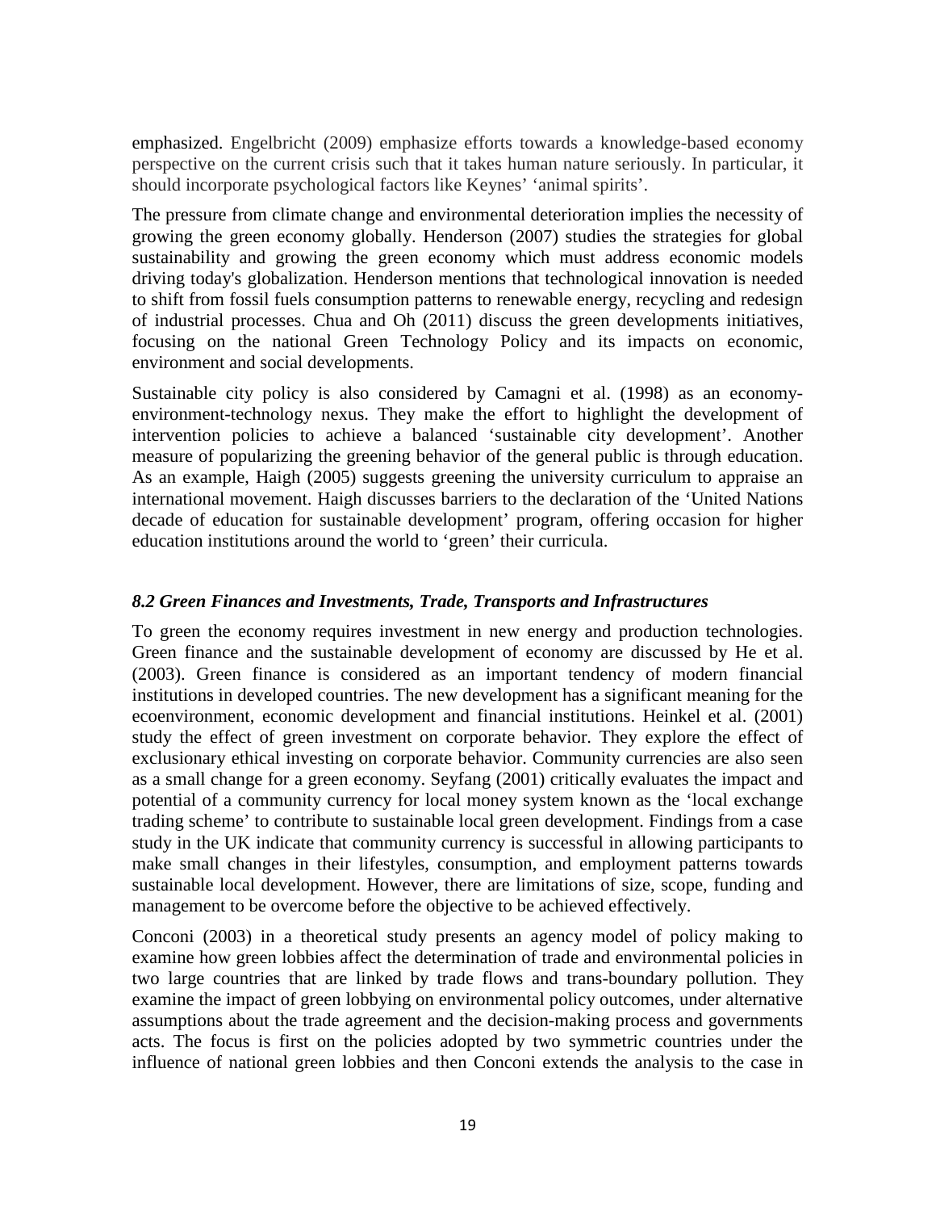emphasized. Engelbricht (2009) emphasize efforts towards a knowledge-based economy perspective on the current crisis such that it takes human nature seriously. In particular, it should incorporate psychological factors like Keynes' 'animal spirits'.

The pressure from climate change and environmental deterioration implies the necessity of growing the green economy globally. Henderson (2007) studies the strategies for global sustainability and growing the green economy which must address economic models driving today's globalization. Henderson mentions that technological innovation is needed to shift from fossil fuels consumption patterns to renewable energy, recycling and redesign of industrial processes. Chua and Oh (2011) discuss the green developments initiatives, focusing on the national Green Technology Policy and its impacts on economic, environment and social developments.

Sustainable city policy is also considered by Camagni et al. (1998) as an economy-environment-technology nexus. They make the effort to highlight the development of intervention policies to achieve a balanced 'sustainable city development'. Another measure of popularizing the greening behavior of the general public is through education. As an example, Haigh (2005) suggests greening the university curriculum to appraise an international movement. Haigh discusses barriers to the declaration of the 'United Nations decade of education for sustainable development' program, offering occasion for higher education institutions around the world to 'green' their curricula.

### *8.2 Green Finances and Investments, Trade, Transports and Infrastructures*

To green the economy requires investment in new energy and production technologies. Green finance and the sustainable development of economy are discussed by He et al. (2003). Green finance is considered as an important tendency of modern financial institutions in developed countries. The new development has a significant meaning for the ecoenvironment, economic development and financial institutions. Heinkel et al. (2001) study the effect of green investment on corporate behavior. They explore the effect of exclusionary ethical investing on corporate behavior. Community currencies are also seen as a small change for a green economy. Seyfang (2001) critically evaluates the impact and potential of a community currency for local money system known as the 'local exchange trading scheme' to contribute to sustainable local green development. Findings from a case study in the UK indicate that community currency is successful in allowing participants to make small changes in their lifestyles, consumption, and employment patterns towards sustainable local development. However, there are limitations of size, scope, funding and management to be overcome before the objective to be achieved effectively.

Conconi (2003) in a theoretical study presents an agency model of policy making to examine how green lobbies affect the determination of trade and environmental policies in two large countries that are linked by trade flows and trans-boundary pollution. They examine the impact of green lobbying on environmental policy outcomes, under alternative assumptions about the trade agreement and the decision-making process and governments acts. The focus is first on the policies adopted by two symmetric countries under the influence of national green lobbies and then Conconi extends the analysis to the case in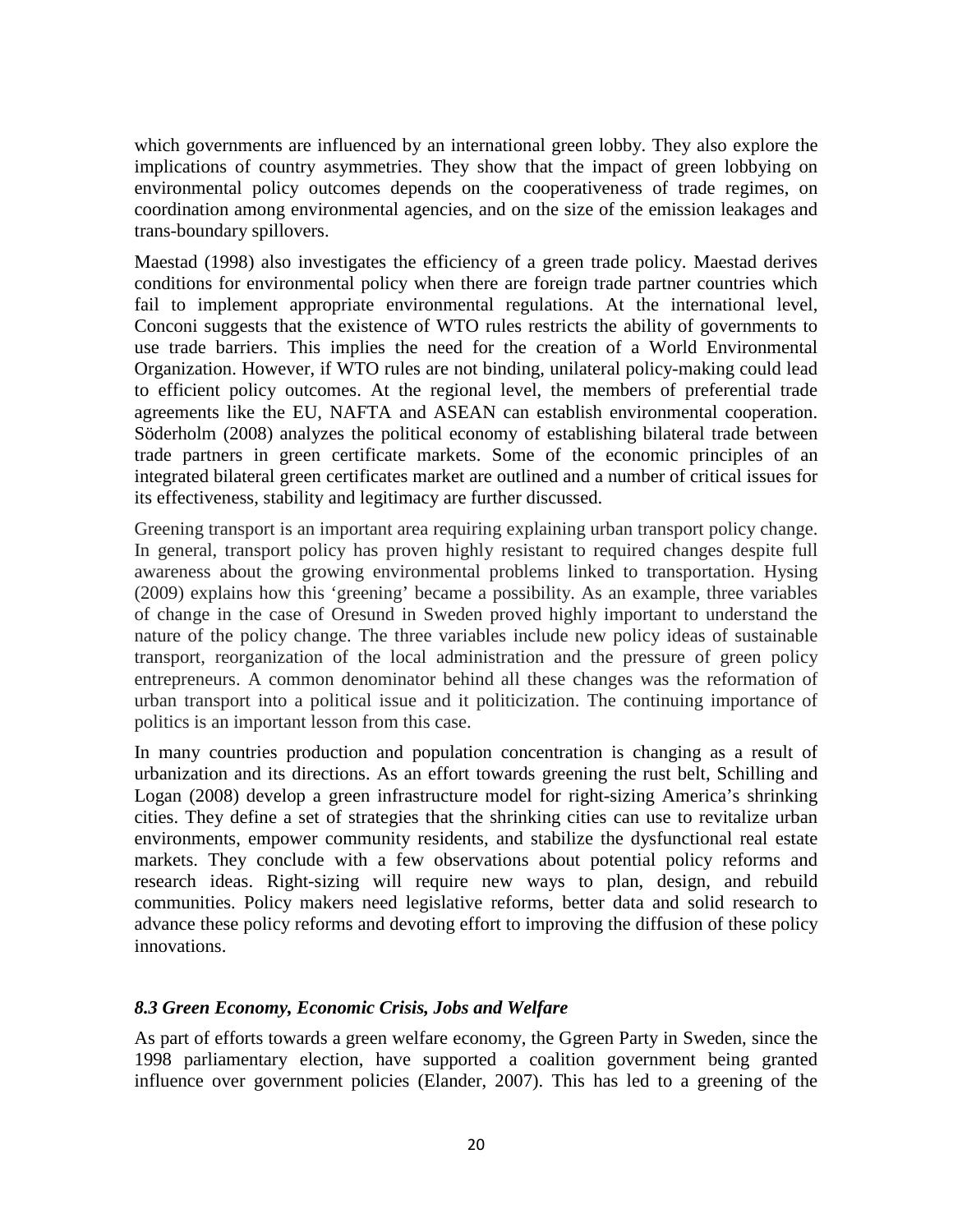which governments are influenced by an international green lobby. They also explore the implications of country asymmetries. They show that the impact of green lobbying on environmental policy outcomes depends on the cooperativeness of trade regimes, on coordination among environmental agencies, and on the size of the emission leakages and trans-boundary spillovers.

Maestad (1998) also investigates the efficiency of a green trade policy. Maestad derives conditions for environmental policy when there are foreign trade partner countries which fail to implement appropriate environmental regulations. At the international level, Conconi suggests that the existence of WTO rules restricts the ability of governments to use trade barriers. This implies the need for the creation of a World Environmental Organization. However, if WTO rules are not binding, unilateral policy-making could lead to efficient policy outcomes. At the regional level, the members of preferential trade agreements like the EU, NAFTA and ASEAN can establish environmental cooperation. Söderholm (2008) analyzes the political economy of establishing bilateral trade between trade partners in green certificate markets. Some of the economic principles of an integrated bilateral green certificates market are outlined and a number of critical issues for its effectiveness, stability and legitimacy are further discussed.

Greening transport is an important area requiring explaining urban transport policy change. In general, transport policy has proven highly resistant to required changes despite full awareness about the growing environmental problems linked to transportation. Hysing (2009) explains how this 'greening' became a possibility. As an example, three variables of change in the case of Oresund in Sweden proved highly important to understand the nature of the policy change. The three variables include new policy ideas of sustainable transport, reorganization of the local administration and the pressure of green policy entrepreneurs. A common denominator behind all these changes was the reformation of urban transport into a political issue and it politicization. The continuing importance of politics is an important lesson from this case.

In many countries production and population concentration is changing as a result of urbanization and its directions. As an effort towards greening the rust belt, Schilling and Logan (2008) develop a green infrastructure model for right-sizing America's shrinking cities. They define a set of strategies that the shrinking cities can use to revitalize urban environments, empower community residents, and stabilize the dysfunctional real estate markets. They conclude with a few observations about potential policy reforms and research ideas. Right-sizing will require new ways to plan, design, and rebuild communities. Policy makers need legislative reforms, better data and solid research to advance these policy reforms and devoting effort to improving the diffusion of these policy innovations.

### *8.3 Green Economy, Economic Crisis, Jobs and Welfare*

As part of efforts towards a green welfare economy, the Ggreen Party in Sweden, since the 1998 parliamentary election, have supported a coalition government being granted influence over government policies (Elander, 2007). This has led to a greening of the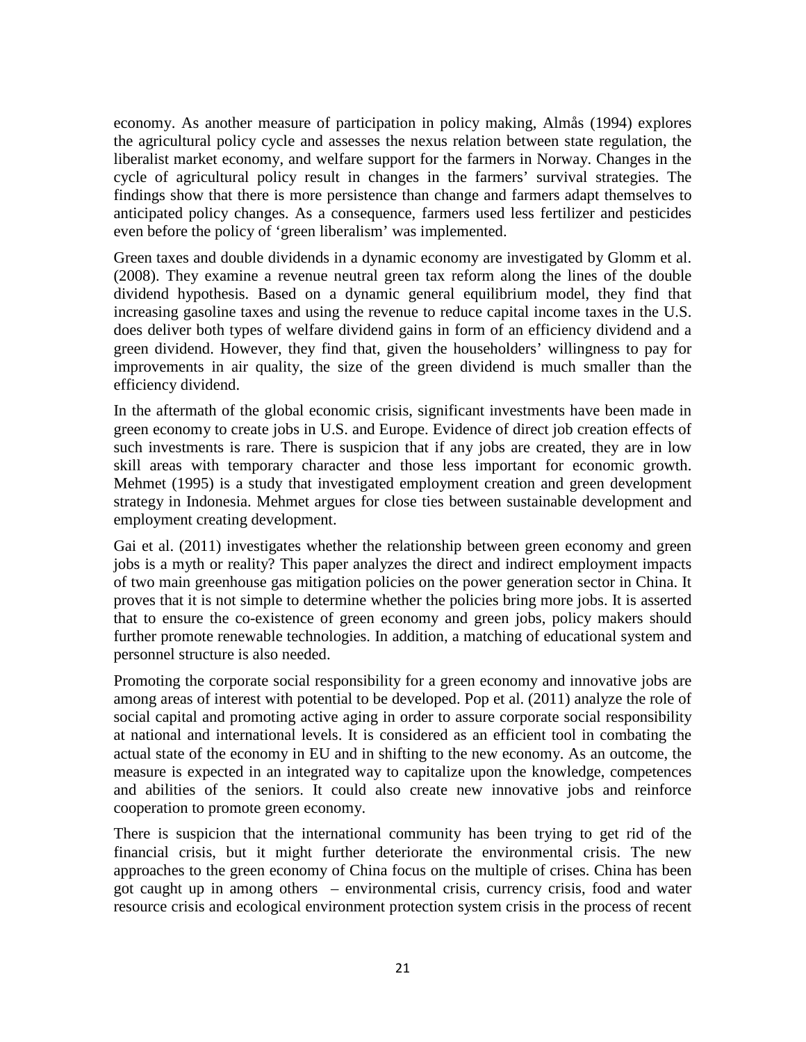economy. As another measure of participation in policy making, Almås (1994) explores the agricultural policy cycle and assesses the nexus relation between state regulation, the liberalist market economy, and welfare support for the farmers in Norway. Changes in the cycle of agricultural policy result in changes in the farmers' survival strategies. The findings show that there is more persistence than change and farmers adapt themselves to anticipated policy changes. As a consequence, farmers used less fertilizer and pesticides even before the policy of 'green liberalism' was implemented.

Green taxes and double dividends in a dynamic economy are investigated by Glomm et al. (2008). They examine a revenue neutral green tax reform along the lines of the double dividend hypothesis. Based on a dynamic general equilibrium model, they find that increasing gasoline taxes and using the revenue to reduce capital income taxes in the U.S. does deliver both types of welfare dividend gains in form of an efficiency dividend and a green dividend. However, they find that, given the householders' willingness to pay for improvements in air quality, the size of the green dividend is much smaller than the efficiency dividend.

In the aftermath of the global economic crisis, significant investments have been made in green economy to create jobs in U.S. and Europe. Evidence of direct job creation effects of such investments is rare. There is suspicion that if any jobs are created, they are in low skill areas with temporary character and those less important for economic growth. Mehmet (1995) is a study that investigated employment creation and green development strategy in Indonesia. Mehmet argues for close ties between sustainable development and employment creating development.

Gai et al. (2011) investigates whether the relationship between green economy and green jobs is a myth or reality? This paper analyzes the direct and indirect employment impacts of two main greenhouse gas mitigation policies on the power generation sector in China. It proves that it is not simple to determine whether the policies bring more jobs. It is asserted that to ensure the co-existence of green economy and green jobs, policy makers should further promote renewable technologies. In addition, a matching of educational system and personnel structure is also needed.

Promoting the corporate social responsibility for a green economy and innovative jobs are among areas of interest with potential to be developed. Pop et al. (2011) analyze the role of social capital and promoting active aging in order to assure corporate social responsibility at national and international levels. It is considered as an efficient tool in combating the actual state of the economy in EU and in shifting to the new economy. As an outcome, the measure is expected in an integrated way to capitalize upon the knowledge, competences and abilities of the seniors. It could also create new innovative jobs and reinforce cooperation to promote green economy.

There is suspicion that the international community has been trying to get rid of the financial crisis, but it might further deteriorate the environmental crisis. The new approaches to the green economy of China focus on the multiple of crises. China has been got caught up in among others – environmental crisis, currency crisis, food and water resource crisis and ecological environment protection system crisis in the process of recent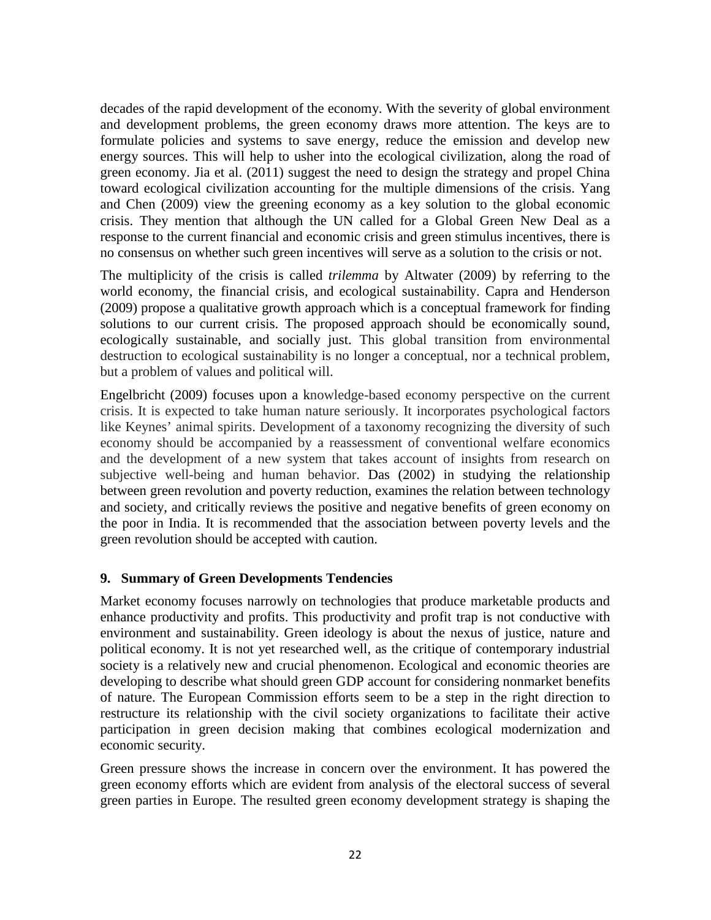decades of the rapid development of the economy. With the severity of global environment and development problems, the green economy draws more attention. The keys are to formulate policies and systems to save energy, reduce the emission and develop new energy sources. This will help to usher into the ecological civilization, along the road of green economy. Jia et al. (2011) suggest the need to design the strategy and propel China toward ecological civilization accounting for the multiple dimensions of the crisis. Yang and Chen (2009) view the greening economy as a key solution to the global economic crisis. They mention that although the UN called for a Global Green New Deal as a response to the current financial and economic crisis and green stimulus incentives, there is no consensus on whether such green incentives will serve as a solution to the crisis or not.

The multiplicity of the crisis is called *trilemma* by Altwater (2009) by referring to the world economy, the financial crisis, and ecological sustainability. Capra and Henderson (2009) propose a qualitative growth approach which is a conceptual framework for finding solutions to our current crisis. The proposed approach should be economically sound, ecologically sustainable, and socially just. This global transition from environmental destruction to ecological sustainability is no longer a conceptual, nor a technical problem, but a problem of values and political will.

Engelbricht (2009) focuses upon a knowledge-based economy perspective on the current crisis. It is expected to take human nature seriously. It incorporates psychological factors like Keynes' animal spirits. Development of a taxonomy recognizing the diversity of such economy should be accompanied by a reassessment of conventional welfare economics and the development of a new system that takes account of insights from research on subjective well-being and human behavior. Das (2002) in studying the relationship between green revolution and poverty reduction, examines the relation between technology and society, and critically reviews the positive and negative benefits of green economy on the poor in India. It is recommended that the association between poverty levels and the green revolution should be accepted with caution.

## 9. Summary of Green Developments Tendencies

Market economy focuses narrowly on technologies that produce marketable products and enhance productivity and profits. This productivity and profit trap is not conductive with environment and sustainability. Green ideology is about the nexus of justice, nature and political economy. It is not yet researched well, as the critique of contemporary industrial society is a relatively new and crucial phenomenon. Ecological and economic theories are developing to describe what should green GDP account for considering nonmarket benefits of nature. The European Commission efforts seem to be a step in the right direction to restructure its relationship with the civil society organizations to facilitate their active participation in green decision making that combines ecological modernization and economic security.

Green pressure shows the increase in concern over the environment. It has powered the green economy efforts which are evident from analysis of the electoral success of several green parties in Europe. The resulted green economy development strategy is shaping the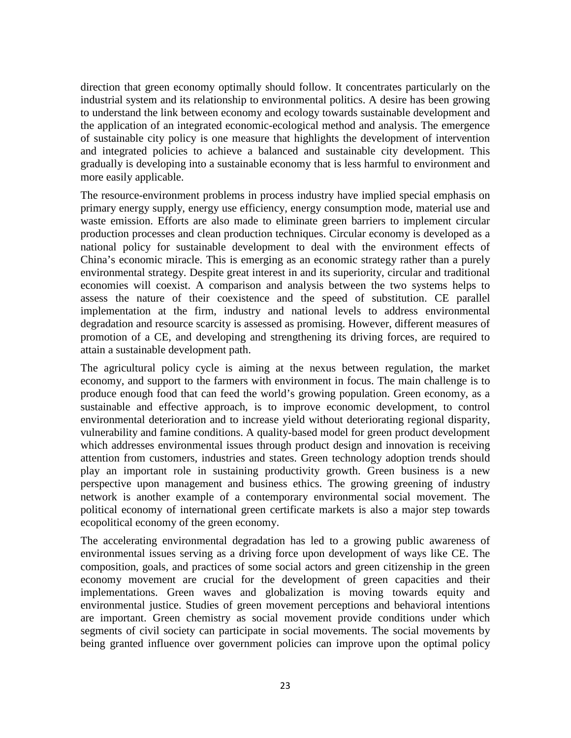direction that green economy optimally should follow. It concentrates particularly on the industrial system and its relationship to environmental politics. A desire has been growing to understand the link between economy and ecology towards sustainable development and the application of an integrated economic-ecological method and analysis. The emergence of sustainable city policy is one measure that highlights the development of intervention and integrated policies to achieve a balanced and sustainable city development. This gradually is developing into a sustainable economy that is less harmful to environment and more easily applicable.

The resource-environment problems in process industry have implied special emphasis on primary energy supply, energy use efficiency, energy consumption mode, material use and waste emission. Efforts are also made to eliminate green barriers to implement circular production processes and clean production techniques. Circular economy is developed as a national policy for sustainable development to deal with the environment effects of China's economic miracle. This is emerging as an economic strategy rather than a purely environmental strategy. Despite great interest in and its superiority, circular and traditional economies will coexist. A comparison and analysis between the two systems helps to assess the nature of their coexistence and the speed of substitution. CE parallel implementation at the firm, industry and national levels to address environmental degradation and resource scarcity is assessed as promising. However, different measures of promotion of a CE, and developing and strengthening its driving forces, are required to attain a sustainable development path.

The agricultural policy cycle is aiming at the nexus between regulation, the market economy, and support to the farmers with environment in focus. The main challenge is to produce enough food that can feed the world's growing population. Green economy, as a sustainable and effective approach, is to improve economic development, to control environmental deterioration and to increase yield without deteriorating regional disparity, vulnerability and famine conditions. A quality-based model for green product development which addresses environmental issues through product design and innovation is receiving attention from customers, industries and states. Green technology adoption trends should play an important role in sustaining productivity growth. Green business is a new perspective upon management and business ethics. The growing greening of industry network is another example of a contemporary environmental social movement. The political economy of international green certificate markets is also a major step towards ecopolitical economy of the green economy.

The accelerating environmental degradation has led to a growing public awareness of environmental issues serving as a driving force upon development of ways like CE. The composition, goals, and practices of some social actors and green citizenship in the green economy movement are crucial for the development of green capacities and their implementations. Green waves and globalization is moving towards equity and environmental justice. Studies of green movement perceptions and behavioral intentions are important. Green chemistry as social movement provide conditions under which segments of civil society can participate in social movements. The social movements by being granted influence over government policies can improve upon the optimal policy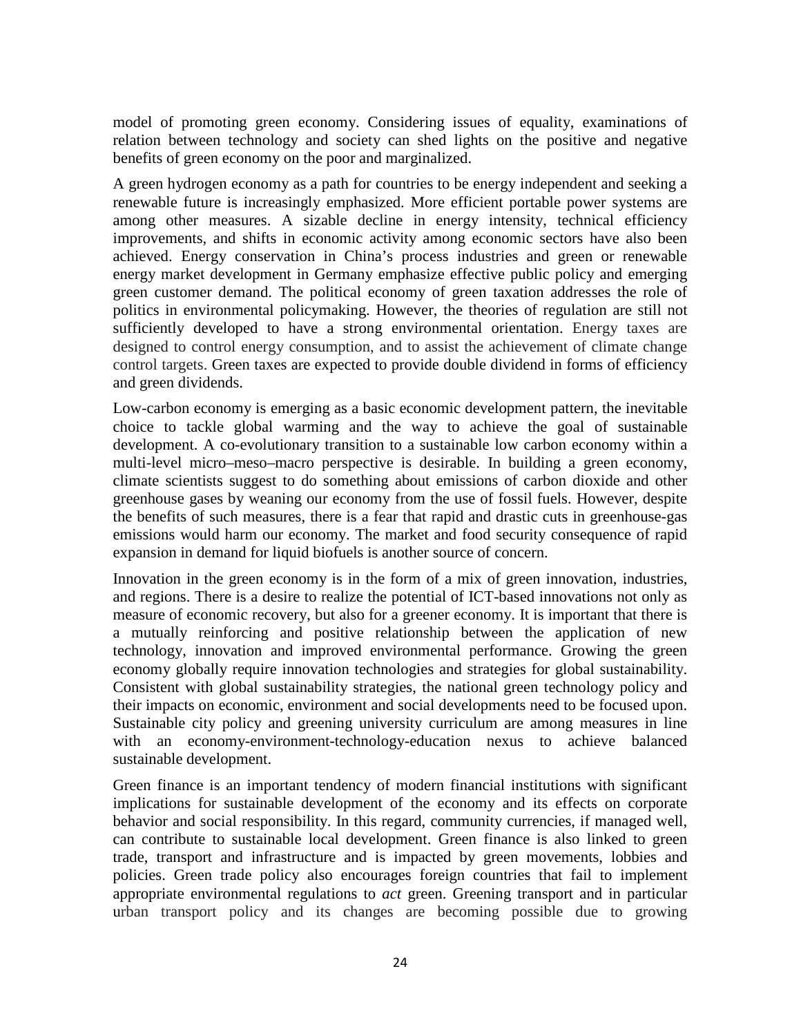model of promoting green economy. Considering issues of equality, examinations of relation between technology and society can shed lights on the positive and negative benefits of green economy on the poor and marginalized.

A green hydrogen economy as a path for countries to be energy independent and seeking a renewable future is increasingly emphasized. More efficient portable power systems are among other measures. A sizable decline in energy intensity, technical efficiency improvements, and shifts in economic activity among economic sectors have also been achieved. Energy conservation in China's process industries and green or renewable energy market development in Germany emphasize effective public policy and emerging green customer demand. The political economy of green taxation addresses the role of politics in environmental policymaking. However, the theories of regulation are still not sufficiently developed to have a strong environmental orientation. Energy taxes are designed to control energy consumption, and to assist the achievement of climate change control targets. Green taxes are expected to provide double dividend in forms of efficiency and green dividends.

Low-carbon economy is emerging as a basic economic development pattern, the inevitable choice to tackle global warming and the way to achieve the goal of sustainable development. A co-evolutionary transition to a sustainable low carbon economy within a multi-level micro–meso–macro perspective is desirable. In building a green economy, climate scientists suggest to do something about emissions of carbon dioxide and other greenhouse gases by weaning our economy from the use of fossil fuels. However, despite the benefits of such measures, there is a fear that rapid and drastic cuts in greenhouse-gas emissions would harm our economy. The market and food security consequence of rapid expansion in demand for liquid biofuels is another source of concern.

Innovation in the green economy is in the form of a mix of green innovation, industries, and regions. There is a desire to realize the potential of ICT-based innovations not only as measure of economic recovery, but also for a greener economy. It is important that there is a mutually reinforcing and positive relationship between the application of new technology, innovation and improved environmental performance. Growing the green economy globally require innovation technologies and strategies for global sustainability. Consistent with global sustainability strategies, the national green technology policy and their impacts on economic, environment and social developments need to be focused upon. Sustainable city policy and greening university curriculum are among measures in line with an economy-environment-technology-education nexus to achieve balanced sustainable development.

Green finance is an important tendency of modern financial institutions with significant implications for sustainable development of the economy and its effects on corporate behavior and social responsibility. In this regard, community currencies, if managed well, can contribute to sustainable local development. Green finance is also linked to green trade, transport and infrastructure and is impacted by green movements, lobbies and policies. Green trade policy also encourages foreign countries that fail to implement appropriate environmental regulations to *act* green. Greening transport and in particular urban transport policy and its changes are becoming possible due to growing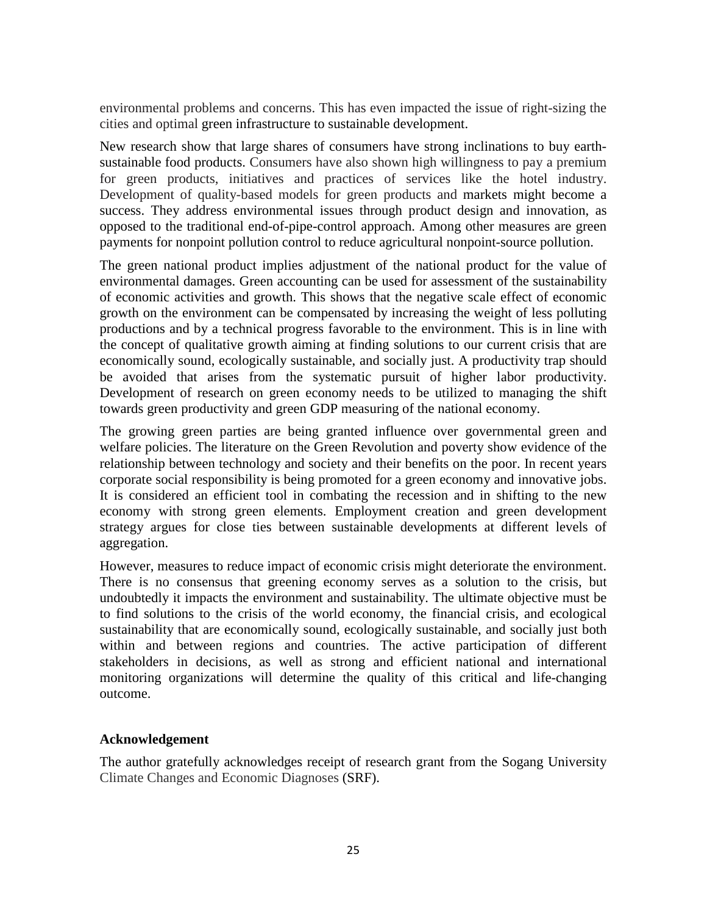environmental problems and concerns. This has even impacted the issue of right-sizing the cities and optimal green infrastructure to sustainable development.

New research show that large shares of consumers have strong inclinations to buy earth-sustainable food products. Consumers have also shown high willingness to pay a premium for green products, initiatives and practices of services like the hotel industry. Development of quality-based models for green products and markets might become a success. They address environmental issues through product design and innovation, as opposed to the traditional end-of-pipe-control approach. Among other measures are green payments for nonpoint pollution control to reduce agricultural nonpoint-source pollution.

The green national product implies adjustment of the national product for the value of environmental damages. Green accounting can be used for assessment of the sustainability of economic activities and growth. This shows that the negative scale effect of economic growth on the environment can be compensated by increasing the weight of less polluting productions and by a technical progress favorable to the environment. This is in line with the concept of qualitative growth aiming at finding solutions to our current crisis that are economically sound, ecologically sustainable, and socially just. A productivity trap should be avoided that arises from the systematic pursuit of higher labor productivity. Development of research on green economy needs to be utilized to managing the shift towards green productivity and green GDP measuring of the national economy.

The growing green parties are being granted influence over governmental green and welfare policies. The literature on the Green Revolution and poverty show evidence of the relationship between technology and society and their benefits on the poor. In recent years corporate social responsibility is being promoted for a green economy and innovative jobs. It is considered an efficient tool in combating the recession and in shifting to the new economy with strong green elements. Employment creation and green development strategy argues for close ties between sustainable developments at different levels of aggregation.

However, measures to reduce impact of economic crisis might deteriorate the environment. There is no consensus that greening economy serves as a solution to the crisis, but undoubtedly it impacts the environment and sustainability. The ultimate objective must be to find solutions to the crisis of the world economy, the financial crisis, and ecological sustainability that are economically sound, ecologically sustainable, and socially just both within and between regions and countries. The active participation of different stakeholders in decisions, as well as strong and efficient national and international monitoring organizations will determine the quality of this critical and life-changing outcome.

**Acknowledgement**

The author gratefully acknowledges receipt of research grant from the Sogang University Climate Changes and Economic Diagnoses (SRF).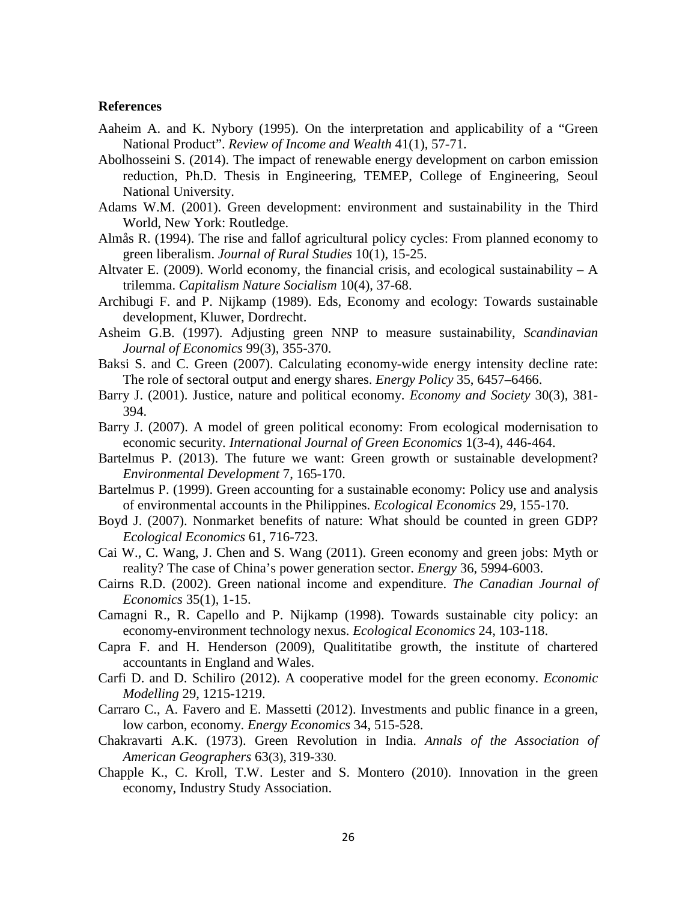## References

Aaheim A. and K. Nybory (1995). On the interpretation and applicability of a "Green National Product". *Review of Income and Wealth* 41(1), 57-71.

Abolhosseini S. (2014). The impact of renewable energy development on carbon emission reduction, Ph.D. Thesis in Engineering, TEMEP, College of Engineering, Seoul National University.

Adams W.M. (2001). Green development: environment and sustainability in the Third World, New York: Routledge.

Almås R. (1994). The rise and fallof agricultural policy cycles: From planned economy to green liberalism. *Journal of Rural Studies* 10(1), 15-25.

Altvater E. (2009). World economy, the financial crisis, and ecological sustainability – A trilemma. *Capitalism Nature Socialism* 10(4), 37-68.

Archibugi F. and P. Nijkamp (1989). Eds, Economy and ecology: Towards sustainable development, Kluwer, Dordrecht.

Asheim G.B. (1997). Adjusting green NNP to measure sustainability, *Scandinavian Journal of Economics* 99(3), 355-370.

Baksi S. and C. Green (2007). Calculating economy-wide energy intensity decline rate: The role of sectoral output and energy shares. *Energy Policy* 35, 6457–6466.

Barry J. (2001). Justice, nature and political economy. *Economy and Society* 30(3), 381-394.

Barry J. (2007). A model of green political economy: From ecological modernisation to economic security. *International Journal of Green Economics* 1(3-4), 446-464.

Bartelmus P. (2013). The future we want: Green growth or sustainable development? *Environmental Development* 7, 165-170.

Bartelmus P. (1999). Green accounting for a sustainable economy: Policy use and analysis of environmental accounts in the Philippines. *Ecological Economics* 29, 155-170.

Boyd J. (2007). Nonmarket benefits of nature: What should be counted in green GDP? *Ecological Economics* 61, 716-723.

Cai W., C. Wang, J. Chen and S. Wang (2011). Green economy and green jobs: Myth or reality? The case of China's power generation sector. *Energy* 36, 5994-6003.

Cairns R.D. (2002). Green national income and expenditure. *The Canadian Journal of Economics* 35(1), 1-15.

Camagni R., R. Capello and P. Nijkamp (1998). Towards sustainable city policy: an economy-environment technology nexus. *Ecological Economics* 24, 103-118.

Capra F. and H. Henderson (2009), Qualititatibe growth, the institute of chartered accountants in England and Wales.

Carfi D. and D. Schiliro (2012). A cooperative model for the green economy. *Economic Modelling* 29, 1215-1219.

Carraro C., A. Favero and E. Massetti (2012). Investments and public finance in a green, low carbon, economy. *Energy Economics* 34, 515-528.

Chakravarti A.K. (1973). Green Revolution in India. *Annals of the Association of American Geographers* 63(3), 319-330.

Chapple K., C. Kroll, T.W. Lester and S. Montero (2010). Innovation in the green economy, Industry Study Association.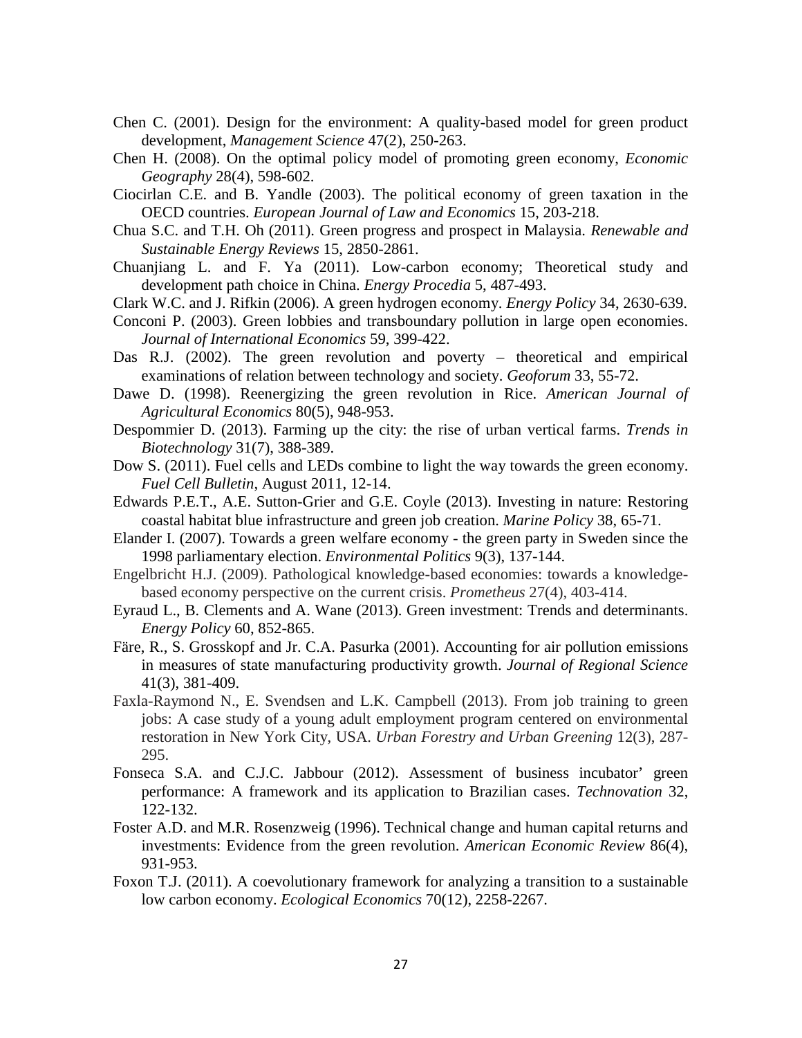Chen C. (2001). Design for the environment: A quality-based model for green product development, *Management Science* 47(2), 250-263.

Chen H. (2008). On the optimal policy model of promoting green economy, *Economic Geography* 28(4), 598-602.

Ciocirlan C.E. and B. Yandle (2003). The political economy of green taxation in the OECD countries. *European Journal of Law and Economics* 15, 203-218.

Chua S.C. and T.H. Oh (2011). Green progress and prospect in Malaysia. *Renewable and Sustainable Energy Reviews* 15, 2850-2861.

Chuanjiang L. and F. Ya (2011). Low-carbon economy; Theoretical study and development path choice in China. *Energy Procedia* 5, 487-493.

Clark W.C. and J. Rifkin (2006). A green hydrogen economy. *Energy Policy* 34, 2630-639.

Conconi P. (2003). Green lobbies and transboundary pollution in large open economies. *Journal of International Economics* 59, 399-422.

Das R.J. (2002). The green revolution and poverty – theoretical and empirical examinations of relation between technology and society. *Geoforum* 33, 55-72.

Dawe D. (1998). Reenergizing the green revolution in Rice. *American Journal of Agricultural Economics* 80(5), 948-953.

Despommier D. (2013). Farming up the city: the rise of urban vertical farms. *Trends in Biotechnology* 31(7), 388-389.

Dow S. (2011). Fuel cells and LEDs combine to light the way towards the green economy. *Fuel Cell Bulletin*, August 2011, 12-14.

Edwards P.E.T., A.E. Sutton-Grier and G.E. Coyle (2013). Investing in nature: Restoring coastal habitat blue infrastructure and green job creation. *Marine Policy* 38, 65-71.

Elander I. (2007). Towards a green welfare economy - the green party in Sweden since the 1998 parliamentary election. *Environmental Politics* 9(3), 137-144.

Engelbricht H.J. (2009). Pathological knowledge-based economies: towards a knowledge-based economy perspective on the current crisis. *Prometheus* 27(4), 403-414.

Eyraud L., B. Clements and A. Wane (2013). Green investment: Trends and determinants. *Energy Policy* 60, 852-865.

Färe, R., S. Grosskopf and Jr. C.A. Pasurka (2001). Accounting for air pollution emissions in measures of state manufacturing productivity growth. *Journal of Regional Science* 41(3), 381-409.

Faxla-Raymond N., E. Svendsen and L.K. Campbell (2013). From job training to green jobs: A case study of a young adult employment program centered on environmental restoration in New York City, USA. *Urban Forestry and Urban Greening* 12(3), 287-295.

Fonseca S.A. and C.J.C. Jabbour (2012). Assessment of business incubator' green performance: A framework and its application to Brazilian cases. *Technovation* 32, 122-132.

Foster A.D. and M.R. Rosenzweig (1996). Technical change and human capital returns and investments: Evidence from the green revolution. *American Economic Review* 86(4), 931-953.

Foxon T.J. (2011). A coevolutionary framework for analyzing a transition to a sustainable low carbon economy. *Ecological Economics* 70(12), 2258-2267.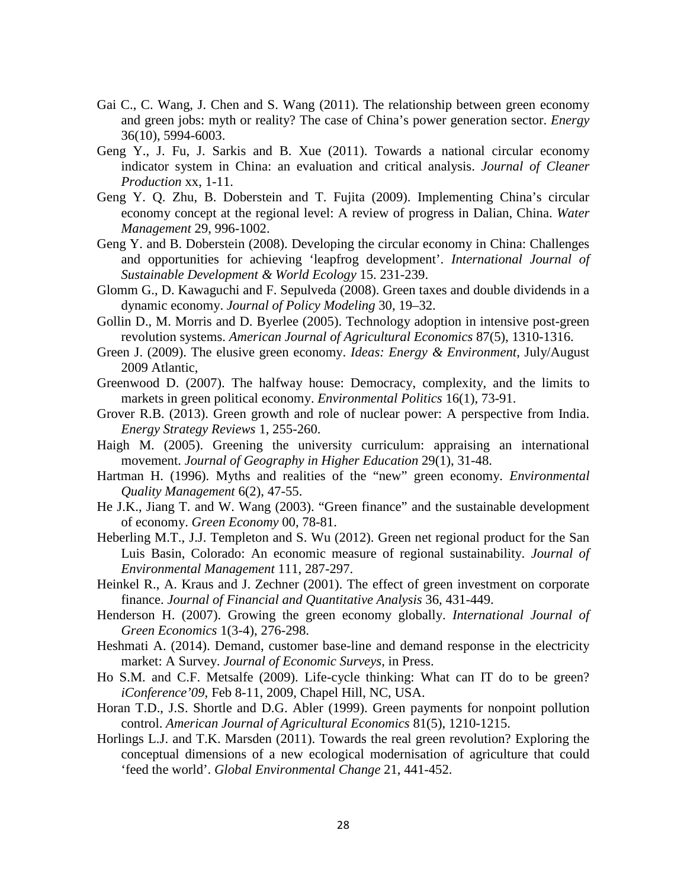Gai C., C. Wang, J. Chen and S. Wang (2011). The relationship between green economy and green jobs: myth or reality? The case of China's power generation sector. *Energy* 36(10), 5994-6003.

Geng Y., J. Fu, J. Sarkis and B. Xue (2011). Towards a national circular economy indicator system in China: an evaluation and critical analysis. *Journal of Cleaner Production* xx, 1-11.

Geng Y. Q. Zhu, B. Doberstein and T. Fujita (2009). Implementing China's circular economy concept at the regional level: A review of progress in Dalian, China. *Water Management* 29, 996-1002.

Geng Y. and B. Doberstein (2008). Developing the circular economy in China: Challenges and opportunities for achieving 'leapfrog development'. *International Journal of Sustainable Development & World Ecology* 15. 231-239.

Glomm G., D. Kawaguchi and F. Sepulveda (2008). Green taxes and double dividends in a dynamic economy. *Journal of Policy Modeling* 30, 19–32.

Gollin D., M. Morris and D. Byerlee (2005). Technology adoption in intensive post-green revolution systems. *American Journal of Agricultural Economics* 87(5), 1310-1316.

Green J. (2009). The elusive green economy. *Ideas: Energy & Environment*, July/August 2009 Atlantic,

Greenwood D. (2007). The halfway house: Democracy, complexity, and the limits to markets in green political economy. *Environmental Politics* 16(1), 73-91.

Grover R.B. (2013). Green growth and role of nuclear power: A perspective from India. *Energy Strategy Reviews* 1, 255-260.

Haigh M. (2005). Greening the university curriculum: appraising an international movement. *Journal of Geography in Higher Education* 29(1), 31-48.

Hartman H. (1996). Myths and realities of the "new" green economy. *Environmental Quality Management* 6(2), 47-55.

He J.K., Jiang T. and W. Wang (2003). "Green finance" and the sustainable development of economy. *Green Economy* 00, 78-81.

Heberling M.T., J.J. Templeton and S. Wu (2012). Green net regional product for the San Luis Basin, Colorado: An economic measure of regional sustainability. *Journal of Environmental Management* 111, 287-297.

Heinkel R., A. Kraus and J. Zechner (2001). The effect of green investment on corporate finance. *Journal of Financial and Quantitative Analysis* 36, 431-449.

Henderson H. (2007). Growing the green economy globally. *International Journal of Green Economics* 1(3-4), 276-298.

Heshmati A. (2014). Demand, customer base-line and demand response in the electricity market: A Survey. *Journal of Economic Surveys*, in Press.

Ho S.M. and C.F. Metsalfe (2009). Life-cycle thinking: What can IT do to be green? *iConference'09*, Feb 8-11, 2009, Chapel Hill, NC, USA.

Horan T.D., J.S. Shortle and D.G. Abler (1999). Green payments for nonpoint pollution control. *American Journal of Agricultural Economics* 81(5), 1210-1215.

Horlings L.J. and T.K. Marsden (2011). Towards the real green revolution? Exploring the conceptual dimensions of a new ecological modernisation of agriculture that could 'feed the world'. *Global Environmental Change* 21, 441-452.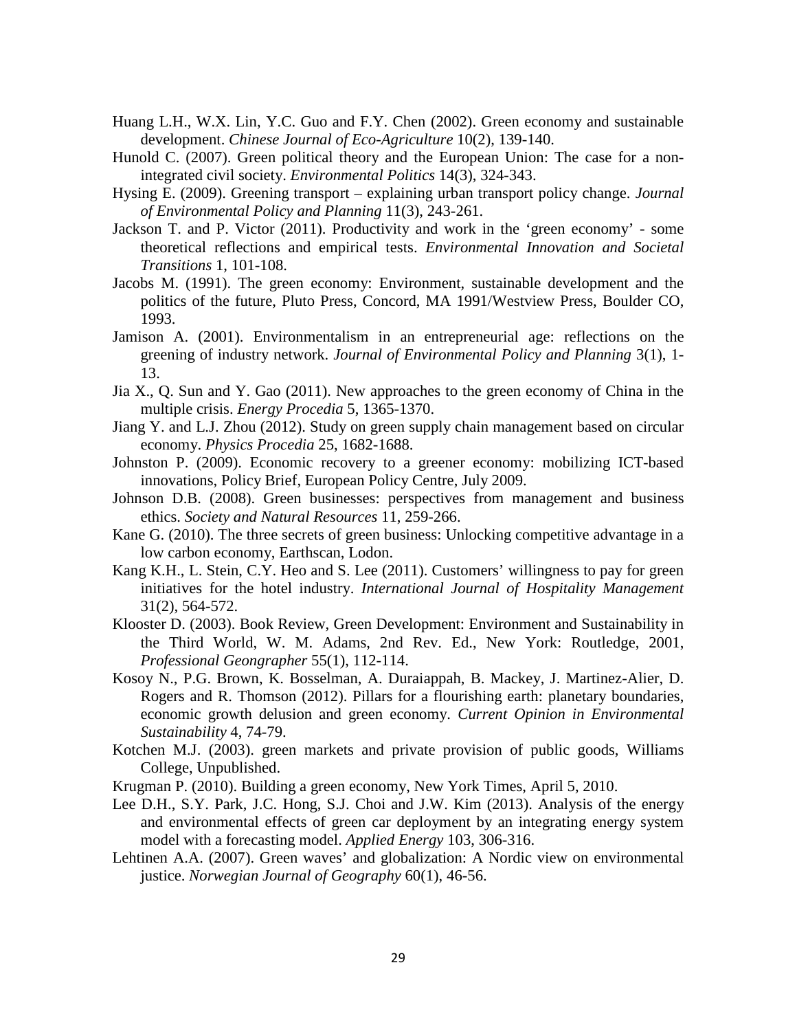Huang L.H., W.X. Lin, Y.C. Guo and F.Y. Chen (2002). Green economy and sustainable development. *Chinese Journal of Eco-Agriculture* 10(2), 139-140.

Hunold C. (2007). Green political theory and the European Union: The case for a non-integrated civil society. *Environmental Politics* 14(3), 324-343.

Hysing E. (2009). Greening transport – explaining urban transport policy change. *Journal of Environmental Policy and Planning* 11(3), 243-261.

Jackson T. and P. Victor (2011). Productivity and work in the 'green economy' - some theoretical reflections and empirical tests. *Environmental Innovation and Societal Transitions* 1, 101-108.

Jacobs M. (1991). The green economy: Environment, sustainable development and the politics of the future, Pluto Press, Concord, MA 1991/Westview Press, Boulder CO, 1993.

Jamison A. (2001). Environmentalism in an entrepreneurial age: reflections on the greening of industry network. *Journal of Environmental Policy and Planning* 3(1), 1-13.

Jia X., Q. Sun and Y. Gao (2011). New approaches to the green economy of China in the multiple crisis. *Energy Procedia* 5, 1365-1370.

Jiang Y. and L.J. Zhou (2012). Study on green supply chain management based on circular economy. *Physics Procedia* 25, 1682-1688.

Johnston P. (2009). Economic recovery to a greener economy: mobilizing ICT-based innovations, Policy Brief, European Policy Centre, July 2009.

Johnson D.B. (2008). Green businesses: perspectives from management and business ethics. *Society and Natural Resources* 11, 259-266.

Kane G. (2010). The three secrets of green business: Unlocking competitive advantage in a low carbon economy, Earthscan, Lodon.

Kang K.H., L. Stein, C.Y. Heo and S. Lee (2011). Customers' willingness to pay for green initiatives for the hotel industry. *International Journal of Hospitality Management* 31(2), 564-572.

Klooster D. (2003). Book Review, Green Development: Environment and Sustainability in the Third World, W. M. Adams, 2nd Rev. Ed., New York: Routledge, 2001, *Professional Geongrapher* 55(1), 112-114.

Kosoy N., P.G. Brown, K. Bosselman, A. Duraiappah, B. Mackey, J. Martinez-Alier, D. Rogers and R. Thomson (2012). Pillars for a flourishing earth: planetary boundaries, economic growth delusion and green economy. *Current Opinion in Environmental Sustainability* 4, 74-79.

Kotchen M.J. (2003). green markets and private provision of public goods, Williams College, Unpublished.

Krugman P. (2010). Building a green economy, New York Times, April 5, 2010.

Lee D.H., S.Y. Park, J.C. Hong, S.J. Choi and J.W. Kim (2013). Analysis of the energy and environmental effects of green car deployment by an integrating energy system model with a forecasting model. *Applied Energy* 103, 306-316.

Lehtinen A.A. (2007). Green waves' and globalization: A Nordic view on environmental justice. *Norwegian Journal of Geography* 60(1), 46-56.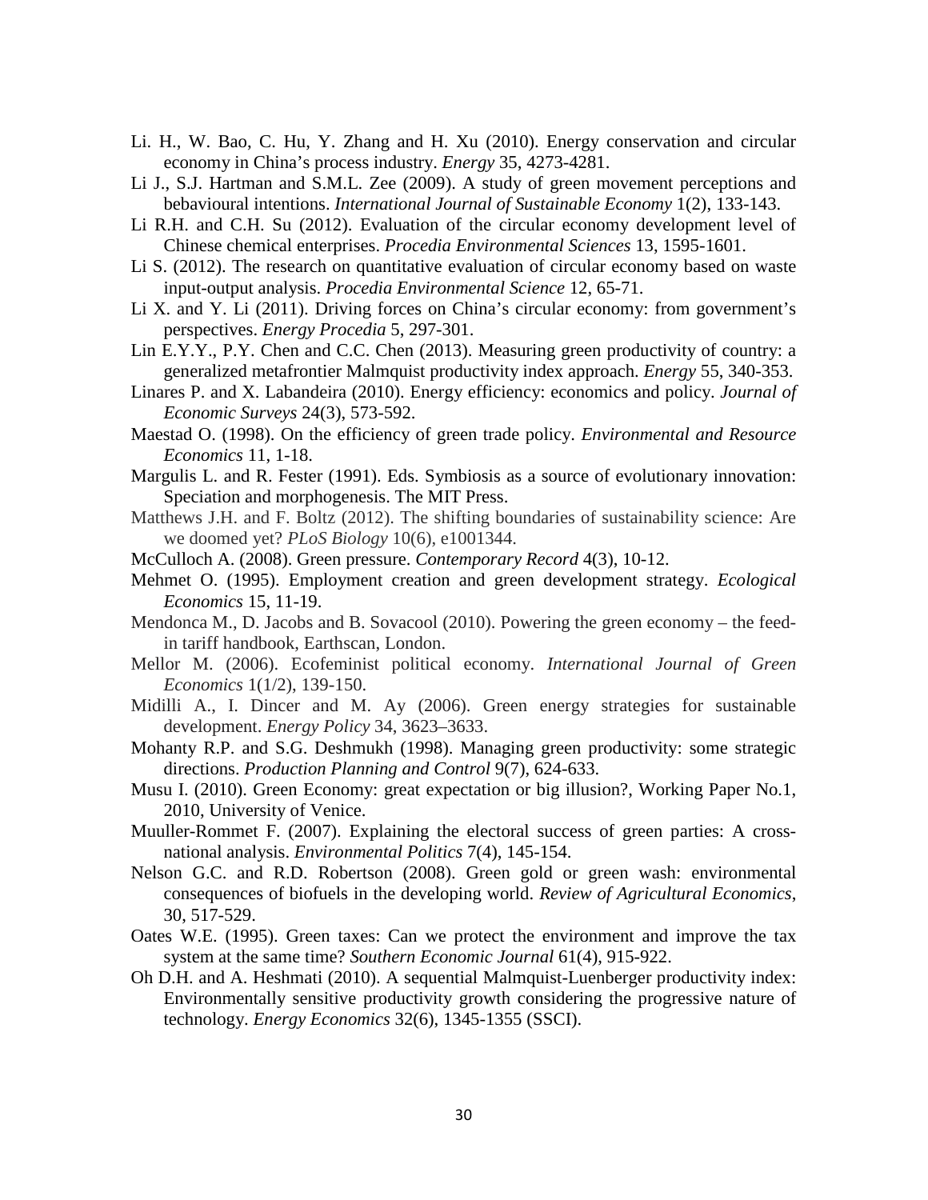Li. H., W. Bao, C. Hu, Y. Zhang and H. Xu (2010). Energy conservation and circular economy in China's process industry. *Energy* 35, 4273-4281.

Li J., S.J. Hartman and S.M.L. Zee (2009). A study of green movement perceptions and bebavioural intentions. *International Journal of Sustainable Economy* 1(2), 133-143.

Li R.H. and C.H. Su (2012). Evaluation of the circular economy development level of Chinese chemical enterprises. *Procedia Environmental Sciences* 13, 1595-1601.

Li S. (2012). The research on quantitative evaluation of circular economy based on waste input-output analysis. *Procedia Environmental Science* 12, 65-71.

Li X. and Y. Li (2011). Driving forces on China's circular economy: from government's perspectives. *Energy Procedia* 5, 297-301.

Lin E.Y.Y., P.Y. Chen and C.C. Chen (2013). Measuring green productivity of country: a generalized metafrontier Malmquist productivity index approach. *Energy* 55, 340-353.

Linares P. and X. Labandeira (2010). Energy efficiency: economics and policy. *Journal of Economic Surveys* 24(3), 573-592.

Maestad O. (1998). On the efficiency of green trade policy. *Environmental and Resource Economics* 11, 1-18.

Margulis L. and R. Fester (1991). Eds. Symbiosis as a source of evolutionary innovation: Speciation and morphogenesis. The MIT Press.

Matthews J.H. and F. Boltz (2012). The shifting boundaries of sustainability science: Are we doomed yet? *PLoS Biology* 10(6), e1001344.

McCulloch A. (2008). Green pressure. *Contemporary Record* 4(3), 10-12.

Mehmet O. (1995). Employment creation and green development strategy. *Ecological Economics* 15, 11-19.

Mendonca M., D. Jacobs and B. Sovacool (2010). Powering the green economy – the feed-in tariff handbook, Earthscan, London.

Mellor M. (2006). Ecofeminist political economy. *International Journal of Green Economics* 1(1/2), 139-150.

Midilli A., I. Dincer and M. Ay (2006). Green energy strategies for sustainable development. *Energy Policy* 34, 3623–3633.

Mohanty R.P. and S.G. Deshmukh (1998). Managing green productivity: some strategic directions. *Production Planning and Control* 9(7), 624-633.

Musu I. (2010). Green Economy: great expectation or big illusion?, Working Paper No.1, 2010, University of Venice.

Muuller-Rommet F. (2007). Explaining the electoral success of green parties: A cross-national analysis. *Environmental Politics* 7(4), 145-154.

Nelson G.C. and R.D. Robertson (2008). Green gold or green wash: environmental consequences of biofuels in the developing world. *Review of Agricultural Economics*, 30, 517-529.

Oates W.E. (1995). Green taxes: Can we protect the environment and improve the tax system at the same time? *Southern Economic Journal* 61(4), 915-922.

Oh D.H. and A. Heshmati (2010). A sequential Malmquist-Luenberger productivity index: Environmentally sensitive productivity growth considering the progressive nature of technology. *Energy Economics* 32(6), 1345-1355 (SSCI).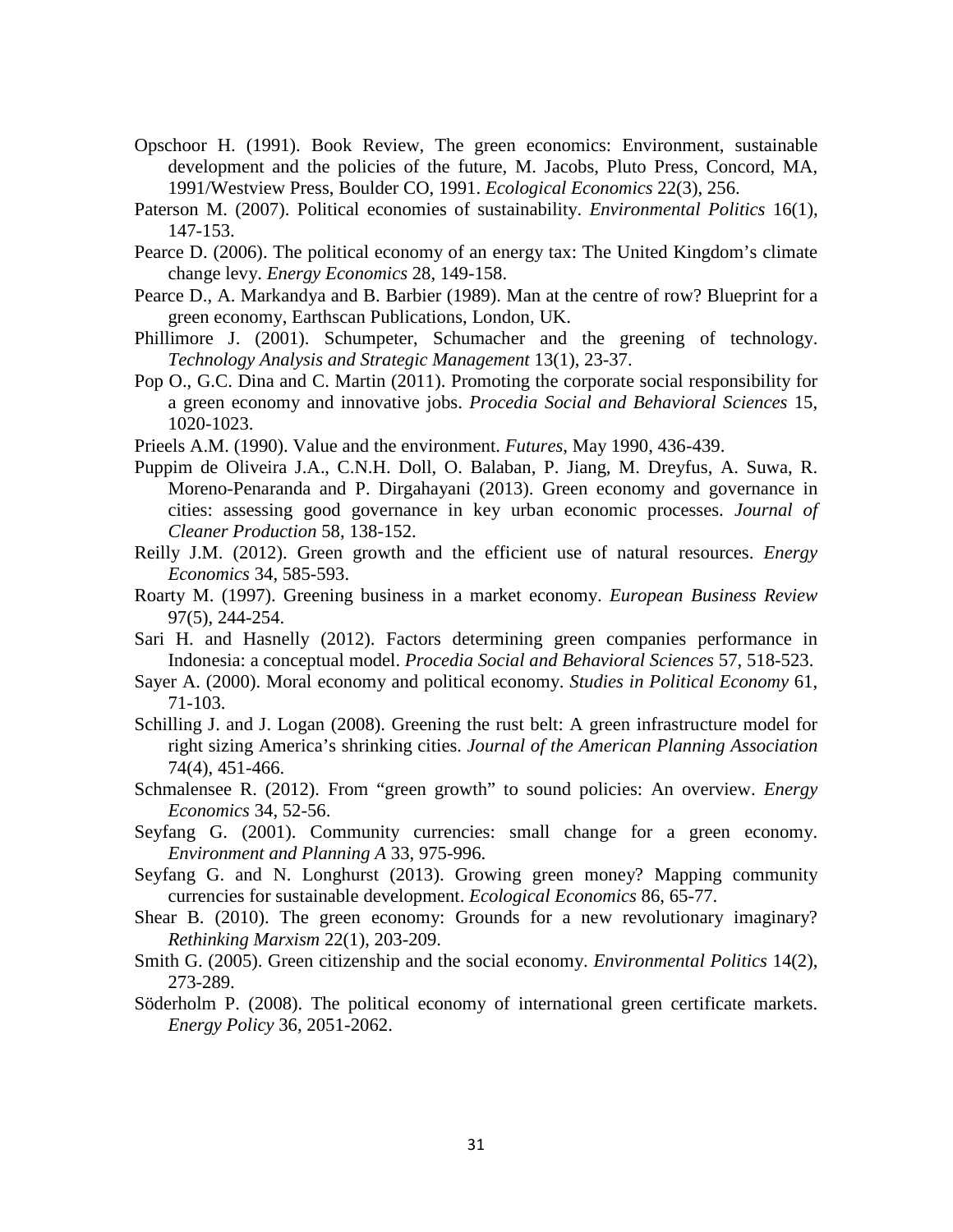Opschoor H. (1991). Book Review, The green economics: Environment, sustainable development and the policies of the future, M. Jacobs, Pluto Press, Concord, MA, 1991/Westview Press, Boulder CO, 1991. *Ecological Economics* 22(3), 256.

Paterson M. (2007). Political economies of sustainability. *Environmental Politics* 16(1), 147-153.

Pearce D. (2006). The political economy of an energy tax: The United Kingdom's climate change levy. *Energy Economics* 28, 149-158.

Pearce D., A. Markandya and B. Barbier (1989). Man at the centre of row? Blueprint for a green economy, Earthscan Publications, London, UK.

Phillimore J. (2001). Schumpeter, Schumacher and the greening of technology. *Technology Analysis and Strategic Management* 13(1), 23-37.

Pop O., G.C. Dina and C. Martin (2011). Promoting the corporate social responsibility for a green economy and innovative jobs. *Procedia Social and Behavioral Sciences* 15, 1020-1023.

Prieels A.M. (1990). Value and the environment. *Futures*, May 1990, 436-439.

Puppim de Oliveira J.A., C.N.H. Doll, O. Balaban, P. Jiang, M. Dreyfus, A. Suwa, R. Moreno-Penaranda and P. Dirgahayani (2013). Green economy and governance in cities: assessing good governance in key urban economic processes. *Journal of Cleaner Production* 58, 138-152.

Reilly J.M. (2012). Green growth and the efficient use of natural resources. *Energy Economics* 34, 585-593.

Roarty M. (1997). Greening business in a market economy. *European Business Review* 97(5), 244-254.

Sari H. and Hasnelly (2012). Factors determining green companies performance in Indonesia: a conceptual model. *Procedia Social and Behavioral Sciences* 57, 518-523.

Sayer A. (2000). Moral economy and political economy. *Studies in Political Economy* 61, 71-103.

Schilling J. and J. Logan (2008). Greening the rust belt: A green infrastructure model for right sizing America's shrinking cities. *Journal of the American Planning Association* 74(4), 451-466.

Schmalensee R. (2012). From "green growth" to sound policies: An overview. *Energy Economics* 34, 52-56.

Seyfang G. (2001). Community currencies: small change for a green economy. *Environment and Planning A* 33, 975-996.

Seyfang G. and N. Longhurst (2013). Growing green money? Mapping community currencies for sustainable development. *Ecological Economics* 86, 65-77.

Shear B. (2010). The green economy: Grounds for a new revolutionary imaginary? *Rethinking Marxism* 22(1), 203-209.

Smith G. (2005). Green citizenship and the social economy. *Environmental Politics* 14(2), 273-289.

Söderholm P. (2008). The political economy of international green certificate markets. *Energy Policy* 36, 2051-2062.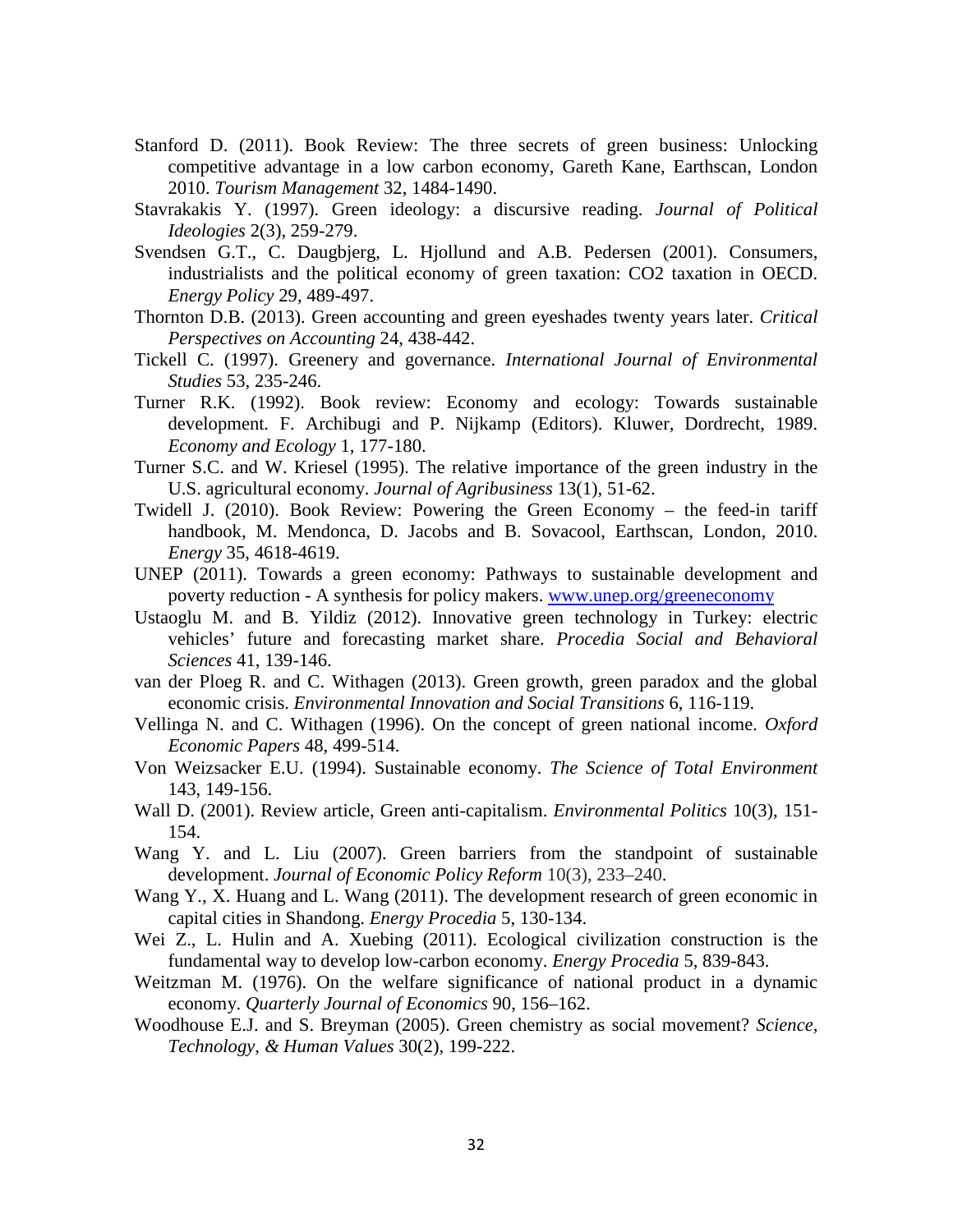Stanford D. (2011). Book Review: The three secrets of green business: Unlocking competitive advantage in a low carbon economy, Gareth Kane, Earthscan, London 2010. *Tourism Management* 32, 1484-1490.

Stavrakakis Y. (1997). Green ideology: a discursive reading. *Journal of Political Ideologies* 2(3), 259-279.

Svendsen G.T., C. Daugbjerg, L. Hjollund and A.B. Pedersen (2001). Consumers, industrialists and the political economy of green taxation: CO2 taxation in OECD. *Energy Policy* 29, 489-497.

Thornton D.B. (2013). Green accounting and green eyeshades twenty years later. *Critical Perspectives on Accounting* 24, 438-442.

Tickell C. (1997). Greenery and governance. *International Journal of Environmental Studies* 53, 235-246.

Turner R.K. (1992). Book review: Economy and ecology: Towards sustainable development. F. Archibugi and P. Nijkamp (Editors). Kluwer, Dordrecht, 1989. *Economy and Ecology* 1, 177-180.

Turner S.C. and W. Kriesel (1995). The relative importance of the green industry in the U.S. agricultural economy. *Journal of Agribusiness* 13(1), 51-62.

Twidell J. (2010). Book Review: Powering the Green Economy – the feed-in tariff handbook, M. Mendonca, D. Jacobs and B. Sovacool, Earthscan, London, 2010. *Energy* 35, 4618-4619.

UNEP (2011). Towards a green economy: Pathways to sustainable development and poverty reduction - A synthesis for policy makers. www.unep.org/greeneconomy

Ustaoglu M. and B. Yildiz (2012). Innovative green technology in Turkey: electric vehicles' future and forecasting market share. *Procedia Social and Behavioral Sciences* 41, 139-146.

van der Ploeg R. and C. Withagen (2013). Green growth, green paradox and the global economic crisis. *Environmental Innovation and Social Transitions* 6, 116-119.

Vellinga N. and C. Withagen (1996). On the concept of green national income. *Oxford Economic Papers* 48, 499-514.

Von Weizsacker E.U. (1994). Sustainable economy. *The Science of Total Environment* 143, 149-156.

Wall D. (2001). Review article, Green anti-capitalism. *Environmental Politics* 10(3), 151-154.

Wang Y. and L. Liu (2007). Green barriers from the standpoint of sustainable development. *Journal of Economic Policy Reform* 10(3), 233–240.

Wang Y., X. Huang and L. Wang (2011). The development research of green economic in capital cities in Shandong. *Energy Procedia* 5, 130-134.

Wei Z., L. Hulin and A. Xuebing (2011). Ecological civilization construction is the fundamental way to develop low-carbon economy. *Energy Procedia* 5, 839-843.

Weitzman M. (1976). On the welfare significance of national product in a dynamic economy. *Quarterly Journal of Economics* 90, 156–162.

Woodhouse E.J. and S. Breyman (2005). Green chemistry as social movement? *Science, Technology, & Human Values* 30(2), 199-222.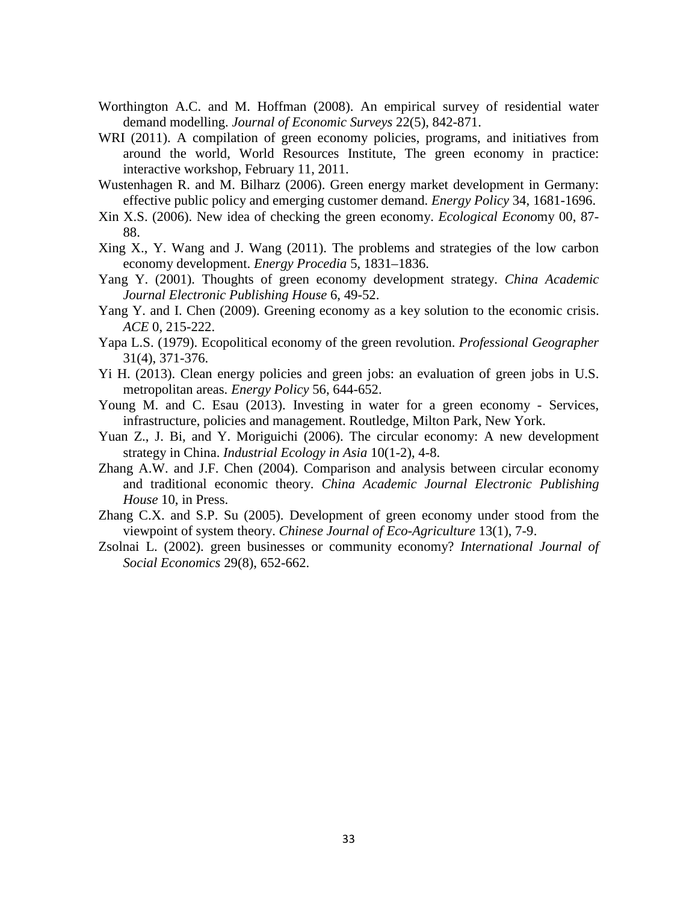Worthington A.C. and M. Hoffman (2008). An empirical survey of residential water demand modelling. *Journal of Economic Surveys* 22(5), 842-871.

WRI (2011). A compilation of green economy policies, programs, and initiatives from around the world, World Resources Institute, The green economy in practice: interactive workshop, February 11, 2011.

Wustenhagen R. and M. Bilharz (2006). Green energy market development in Germany: effective public policy and emerging customer demand. *Energy Policy* 34, 1681-1696.

Xin X.S. (2006). New idea of checking the green economy. *Ecological Econo*my 00, 87-88.

Xing X., Y. Wang and J. Wang (2011). The problems and strategies of the low carbon economy development. *Energy Procedia* 5, 1831–1836.

Yang Y. (2001). Thoughts of green economy development strategy. *China Academic Journal Electronic Publishing House* 6, 49-52.

Yang Y. and I. Chen (2009). Greening economy as a key solution to the economic crisis. *ACE* 0, 215-222.

Yapa L.S. (1979). Ecopolitical economy of the green revolution. *Professional Geographer* 31(4), 371-376.

Yi H. (2013). Clean energy policies and green jobs: an evaluation of green jobs in U.S. metropolitan areas. *Energy Policy* 56, 644-652.

Young M. and C. Esau (2013). Investing in water for a green economy - Services, infrastructure, policies and management. Routledge, Milton Park, New York.

Yuan Z., J. Bi, and Y. Moriguichi (2006). The circular economy: A new development strategy in China. *Industrial Ecology in Asia* 10(1-2), 4-8.

Zhang A.W. and J.F. Chen (2004). Comparison and analysis between circular economy and traditional economic theory. *China Academic Journal Electronic Publishing House* 10, in Press.

Zhang C.X. and S.P. Su (2005). Development of green economy under stood from the viewpoint of system theory. *Chinese Journal of Eco-Agriculture* 13(1), 7-9.

Zsolnai L. (2002). green businesses or community economy? *International Journal of Social Economics* 29(8), 652-662.